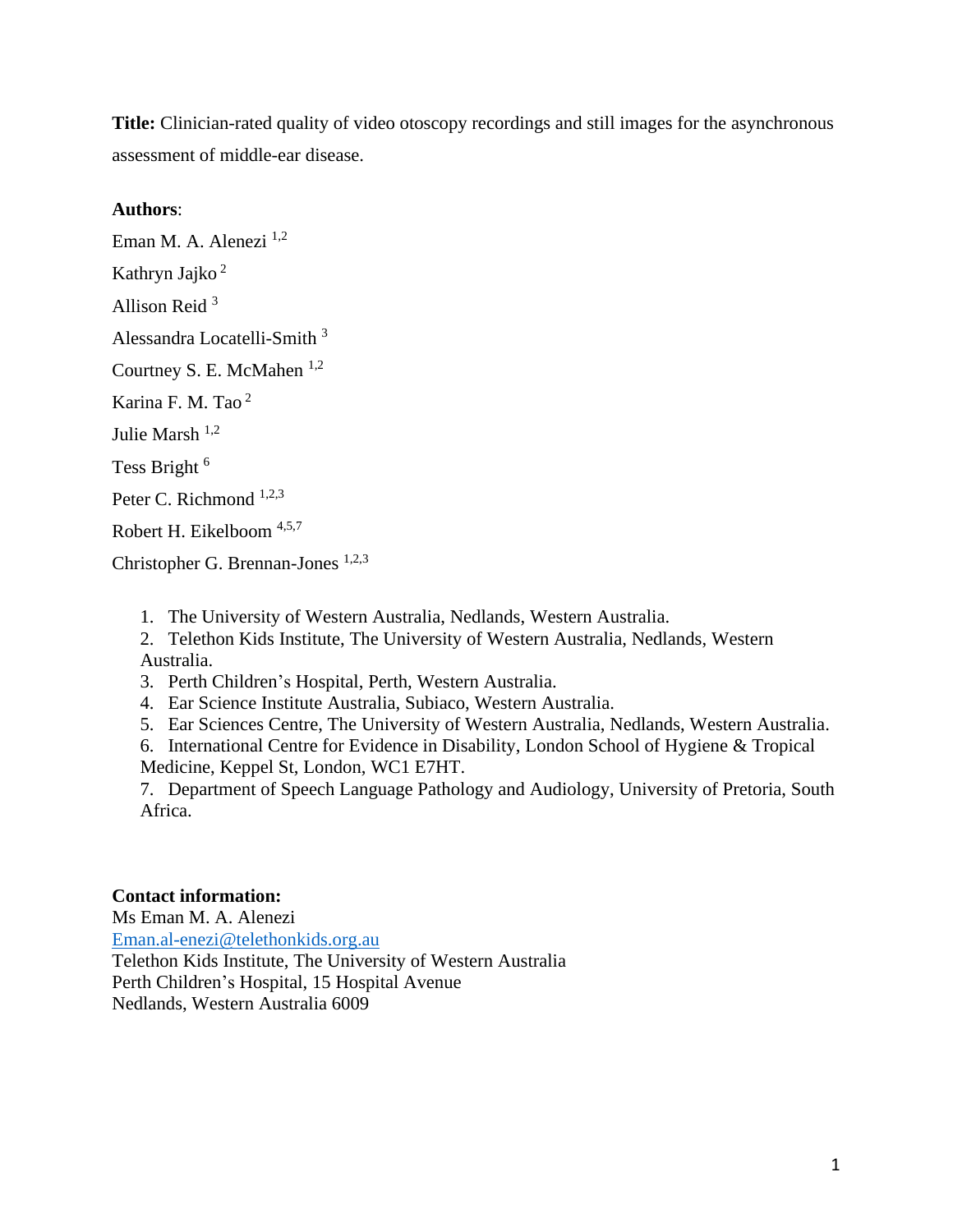**Title:** Clinician-rated quality of video otoscopy recordings and still images for the asynchronous assessment of middle-ear disease.

**Authors**:

Eman M. A. Alenezi [1,2]

Kathryn Jajko [2]

Allison Reid [3]

Alessandra Locatelli-Smith [3]

Courtney S. E. McMahen [1,2]

Karina F. M. Tao [2]

Julie Marsh [1,2]

Tess Bright [6]

Peter C. Richmond [1,2,3]

Robert H. Eikelboom [4,5,7]

Christopher G. Brennan-Jones [1,2,3]

1. The University of Western Australia, Nedlands, Western Australia.
2. Telethon Kids Institute, The University of Western Australia, Nedlands, Western Australia.
3. Perth Children's Hospital, Perth, Western Australia.
4. Ear Science Institute Australia, Subiaco, Western Australia.
5. Ear Sciences Centre, The University of Western Australia, Nedlands, Western Australia.
6. International Centre for Evidence in Disability, London School of Hygiene & Tropical Medicine, Keppel St, London, WC1 E7HT.
7. Department of Speech Language Pathology and Audiology, University of Pretoria, South Africa.

**Contact information:**

Ms Eman M. A. Alenezi

Eman.al-enezi@telethonkids.org.au

Telethon Kids Institute, The University of Western Australia

Perth Children's Hospital, 15 Hospital Avenue

Nedlands, Western Australia 6009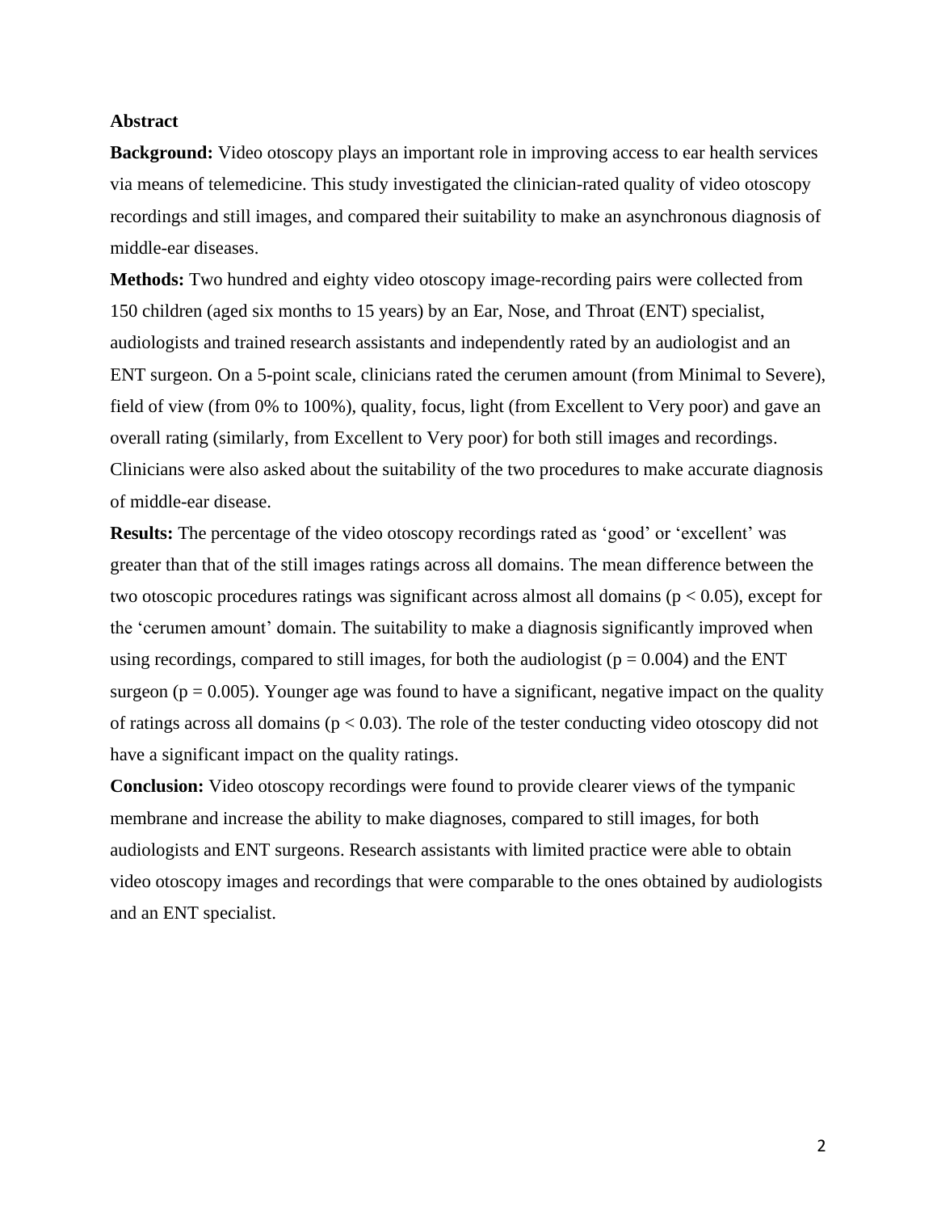**Abstract**

**Background:** Video otoscopy plays an important role in improving access to ear health services via means of telemedicine. This study investigated the clinician-rated quality of video otoscopy recordings and still images, and compared their suitability to make an asynchronous diagnosis of middle-ear diseases.

**Methods:** Two hundred and eighty video otoscopy image-recording pairs were collected from 150 children (aged six months to 15 years) by an Ear, Nose, and Throat (ENT) specialist, audiologists and trained research assistants and independently rated by an audiologist and an ENT surgeon. On a 5-point scale, clinicians rated the cerumen amount (from Minimal to Severe), field of view (from 0% to 100%), quality, focus, light (from Excellent to Very poor) and gave an overall rating (similarly, from Excellent to Very poor) for both still images and recordings. Clinicians were also asked about the suitability of the two procedures to make accurate diagnosis of middle-ear disease.

**Results:** The percentage of the video otoscopy recordings rated as 'good' or 'excellent' was greater than that of the still images ratings across all domains. The mean difference between the two otoscopic procedures ratings was significant across almost all domains ($p < 0.05$), except for the 'cerumen amount' domain. The suitability to make a diagnosis significantly improved when using recordings, compared to still images, for both the audiologist ($p = 0.004$) and the ENT surgeon ($p = 0.005$). Younger age was found to have a significant, negative impact on the quality of ratings across all domains ($p < 0.03$). The role of the tester conducting video otoscopy did not have a significant impact on the quality ratings.

**Conclusion:** Video otoscopy recordings were found to provide clearer views of the tympanic membrane and increase the ability to make diagnoses, compared to still images, for both audiologists and ENT surgeons. Research assistants with limited practice were able to obtain video otoscopy images and recordings that were comparable to the ones obtained by audiologists and an ENT specialist.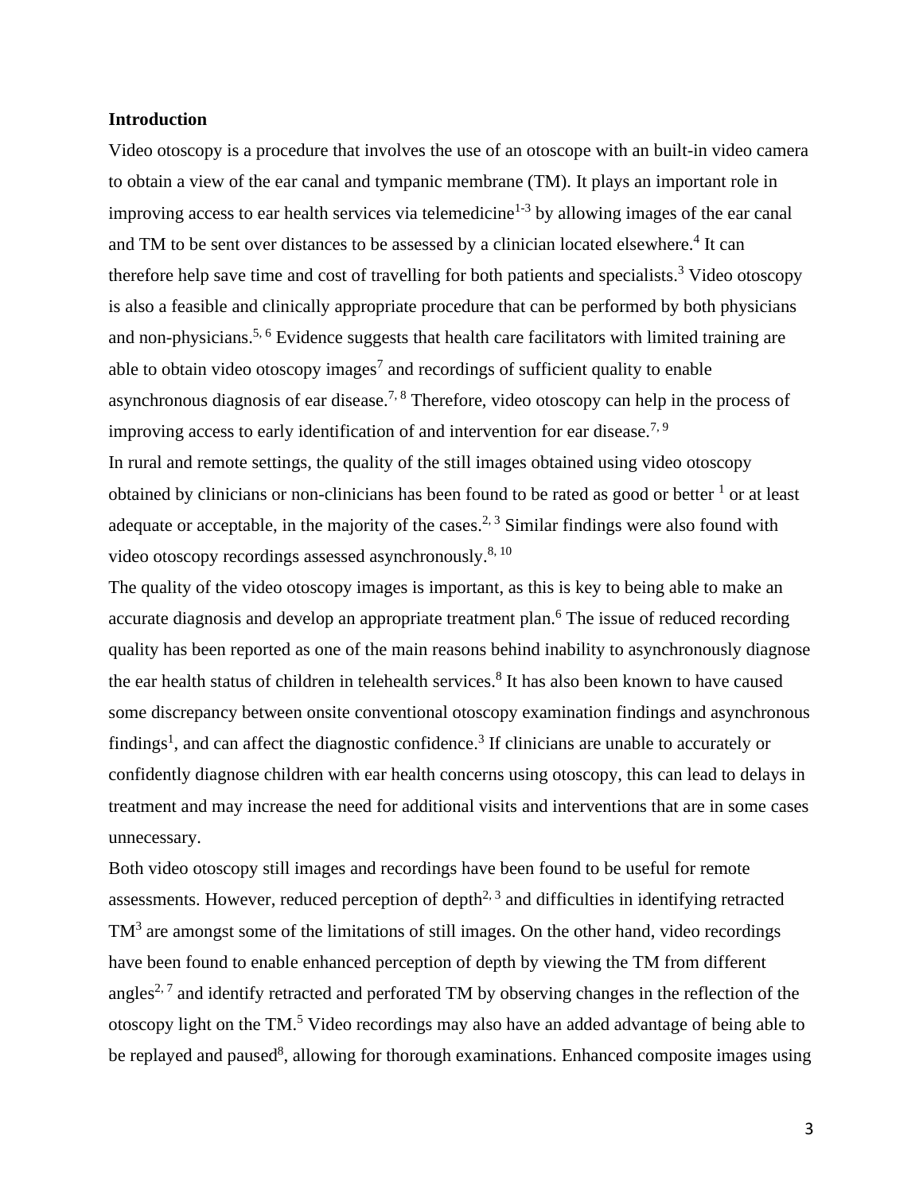## Introduction

Video otoscopy is a procedure that involves the use of an otoscope with an built-in video camera to obtain a view of the ear canal and tympanic membrane (TM). It plays an important role in improving access to ear health services via telemedicine[1-3] by allowing images of the ear canal and TM to be sent over distances to be assessed by a clinician located elsewhere.[4] It can therefore help save time and cost of travelling for both patients and specialists.[3] Video otoscopy is also a feasible and clinically appropriate procedure that can be performed by both physicians and non-physicians.[5, 6] Evidence suggests that health care facilitators with limited training are able to obtain video otoscopy images[7] and recordings of sufficient quality to enable asynchronous diagnosis of ear disease.[7, 8] Therefore, video otoscopy can help in the process of improving access to early identification of and intervention for ear disease.[7, 9]

In rural and remote settings, the quality of the still images obtained using video otoscopy obtained by clinicians or non-clinicians has been found to be rated as good or better [1] or at least adequate or acceptable, in the majority of the cases.[2, 3] Similar findings were also found with video otoscopy recordings assessed asynchronously.[8, 10]

The quality of the video otoscopy images is important, as this is key to being able to make an accurate diagnosis and develop an appropriate treatment plan.[6] The issue of reduced recording quality has been reported as one of the main reasons behind inability to asynchronously diagnose the ear health status of children in telehealth services.[8] It has also been known to have caused some discrepancy between onsite conventional otoscopy examination findings and asynchronous findings[1], and can affect the diagnostic confidence.[3] If clinicians are unable to accurately or confidently diagnose children with ear health concerns using otoscopy, this can lead to delays in treatment and may increase the need for additional visits and interventions that are in some cases unnecessary.

Both video otoscopy still images and recordings have been found to be useful for remote assessments. However, reduced perception of depth[2, 3] and difficulties in identifying retracted TM[3] are amongst some of the limitations of still images. On the other hand, video recordings have been found to enable enhanced perception of depth by viewing the TM from different angles[2, 7] and identify retracted and perforated TM by observing changes in the reflection of the otoscopy light on the TM.[5] Video recordings may also have an added advantage of being able to be replayed and paused[8], allowing for thorough examinations. Enhanced composite images using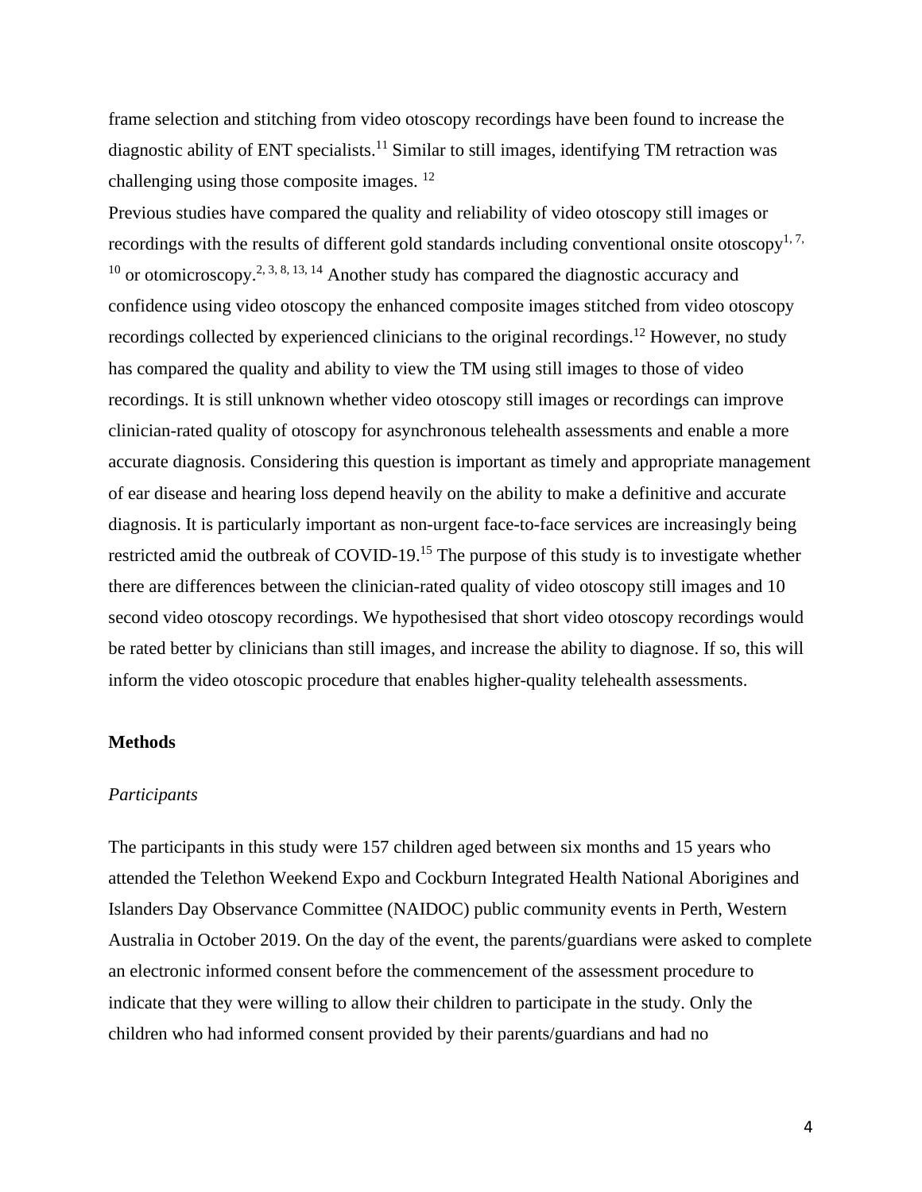frame selection and stitching from video otoscopy recordings have been found to increase the diagnostic ability of ENT specialists.[11] Similar to still images, identifying TM retraction was challenging using those composite images. [12]

Previous studies have compared the quality and reliability of video otoscopy still images or recordings with the results of different gold standards including conventional onsite otoscopy[1, 7, 10] or otomicroscopy.[2, 3, 8, 13, 14] Another study has compared the diagnostic accuracy and confidence using video otoscopy the enhanced composite images stitched from video otoscopy recordings collected by experienced clinicians to the original recordings.[12] However, no study has compared the quality and ability to view the TM using still images to those of video recordings. It is still unknown whether video otoscopy still images or recordings can improve clinician-rated quality of otoscopy for asynchronous telehealth assessments and enable a more accurate diagnosis. Considering this question is important as timely and appropriate management of ear disease and hearing loss depend heavily on the ability to make a definitive and accurate diagnosis. It is particularly important as non-urgent face-to-face services are increasingly being restricted amid the outbreak of COVID-19.[15] The purpose of this study is to investigate whether there are differences between the clinician-rated quality of video otoscopy still images and 10 second video otoscopy recordings. We hypothesised that short video otoscopy recordings would be rated better by clinicians than still images, and increase the ability to diagnose. If so, this will inform the video otoscopic procedure that enables higher-quality telehealth assessments.

## Methods

### *Participants*

The participants in this study were 157 children aged between six months and 15 years who attended the Telethon Weekend Expo and Cockburn Integrated Health National Aborigines and Islanders Day Observance Committee (NAIDOC) public community events in Perth, Western Australia in October 2019. On the day of the event, the parents/guardians were asked to complete an electronic informed consent before the commencement of the assessment procedure to indicate that they were willing to allow their children to participate in the study. Only the children who had informed consent provided by their parents/guardians and had no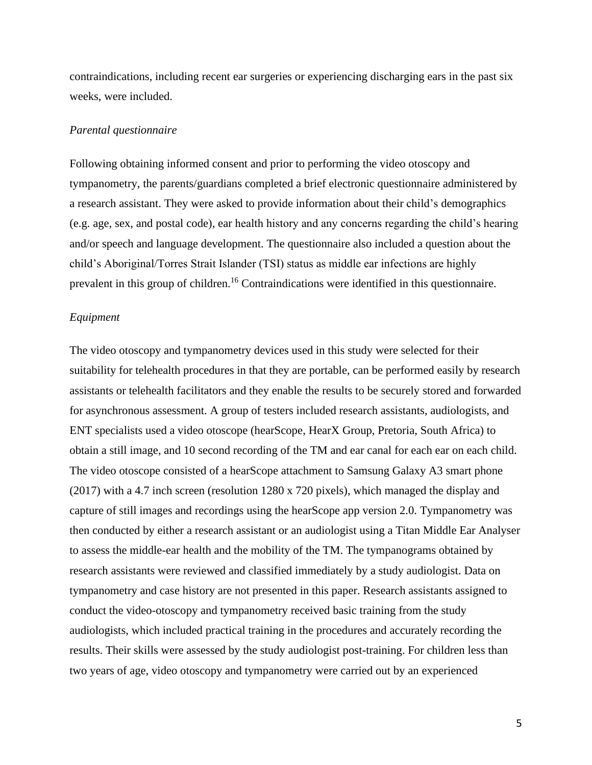contraindications, including recent ear surgeries or experiencing discharging ears in the past six weeks, were included.

*Parental questionnaire*

Following obtaining informed consent and prior to performing the video otoscopy and tympanometry, the parents/guardians completed a brief electronic questionnaire administered by a research assistant. They were asked to provide information about their child's demographics (e.g. age, sex, and postal code), ear health history and any concerns regarding the child's hearing and/or speech and language development. The questionnaire also included a question about the child's Aboriginal/Torres Strait Islander (TSI) status as middle ear infections are highly prevalent in this group of children.[16] Contraindications were identified in this questionnaire.

*Equipment*

The video otoscopy and tympanometry devices used in this study were selected for their suitability for telehealth procedures in that they are portable, can be performed easily by research assistants or telehealth facilitators and they enable the results to be securely stored and forwarded for asynchronous assessment. A group of testers included research assistants, audiologists, and ENT specialists used a video otoscope (hearScope, HearX Group, Pretoria, South Africa) to obtain a still image, and 10 second recording of the TM and ear canal for each ear on each child. The video otoscope consisted of a hearScope attachment to Samsung Galaxy A3 smart phone (2017) with a 4.7 inch screen (resolution 1280 x 720 pixels), which managed the display and capture of still images and recordings using the hearScope app version 2.0. Tympanometry was then conducted by either a research assistant or an audiologist using a Titan Middle Ear Analyser to assess the middle-ear health and the mobility of the TM. The tympanograms obtained by research assistants were reviewed and classified immediately by a study audiologist. Data on tympanometry and case history are not presented in this paper. Research assistants assigned to conduct the video-otoscopy and tympanometry received basic training from the study audiologists, which included practical training in the procedures and accurately recording the results. Their skills were assessed by the study audiologist post-training. For children less than two years of age, video otoscopy and tympanometry were carried out by an experienced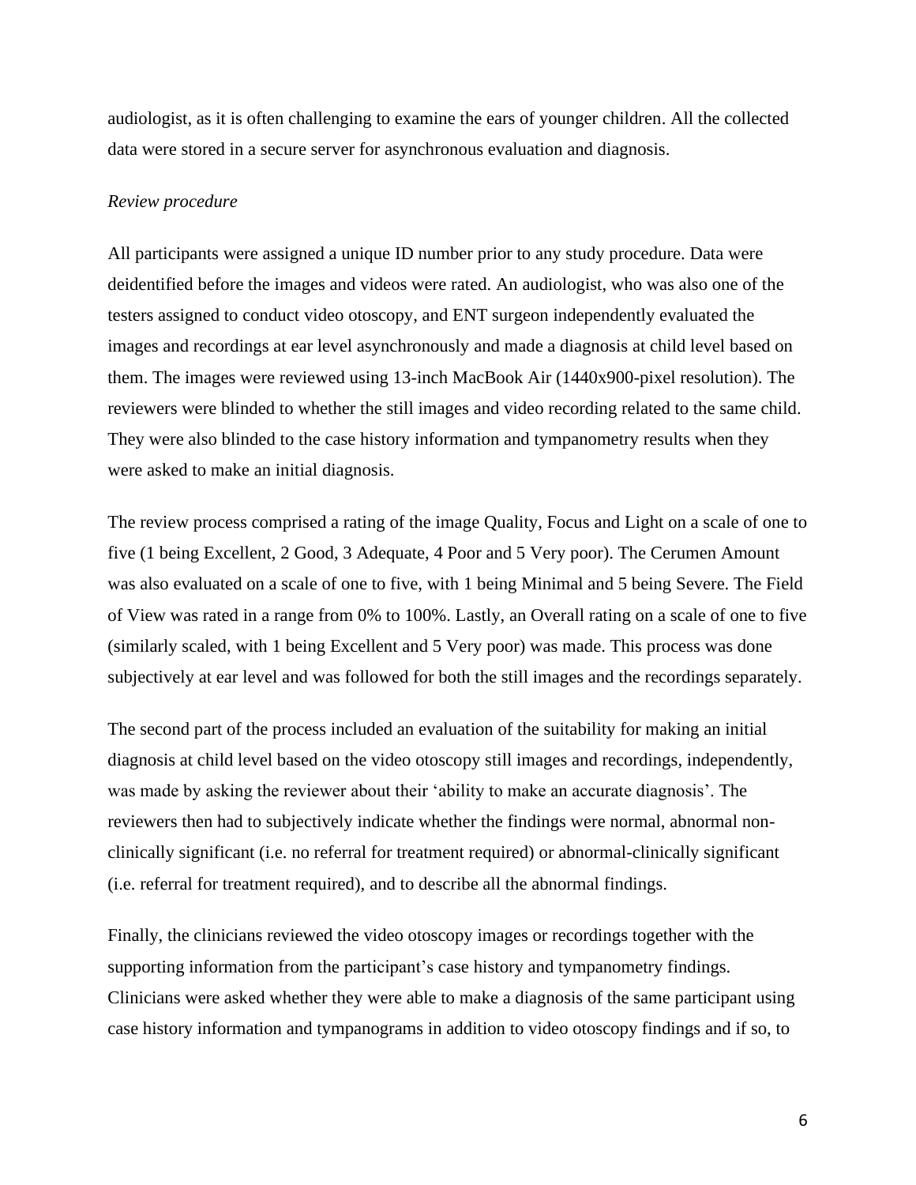audiologist, as it is often challenging to examine the ears of younger children. All the collected data were stored in a secure server for asynchronous evaluation and diagnosis.

*Review procedure*

All participants were assigned a unique ID number prior to any study procedure. Data were deidentified before the images and videos were rated. An audiologist, who was also one of the testers assigned to conduct video otoscopy, and ENT surgeon independently evaluated the images and recordings at ear level asynchronously and made a diagnosis at child level based on them. The images were reviewed using 13-inch MacBook Air (1440x900-pixel resolution). The reviewers were blinded to whether the still images and video recording related to the same child. They were also blinded to the case history information and tympanometry results when they were asked to make an initial diagnosis.

The review process comprised a rating of the image Quality, Focus and Light on a scale of one to five (1 being Excellent, 2 Good, 3 Adequate, 4 Poor and 5 Very poor). The Cerumen Amount was also evaluated on a scale of one to five, with 1 being Minimal and 5 being Severe. The Field of View was rated in a range from 0% to 100%. Lastly, an Overall rating on a scale of one to five (similarly scaled, with 1 being Excellent and 5 Very poor) was made. This process was done subjectively at ear level and was followed for both the still images and the recordings separately.

The second part of the process included an evaluation of the suitability for making an initial diagnosis at child level based on the video otoscopy still images and recordings, independently, was made by asking the reviewer about their 'ability to make an accurate diagnosis'. The reviewers then had to subjectively indicate whether the findings were normal, abnormal non-clinically significant (i.e. no referral for treatment required) or abnormal-clinically significant (i.e. referral for treatment required), and to describe all the abnormal findings.

Finally, the clinicians reviewed the video otoscopy images or recordings together with the supporting information from the participant's case history and tympanometry findings. Clinicians were asked whether they were able to make a diagnosis of the same participant using case history information and tympanograms in addition to video otoscopy findings and if so, to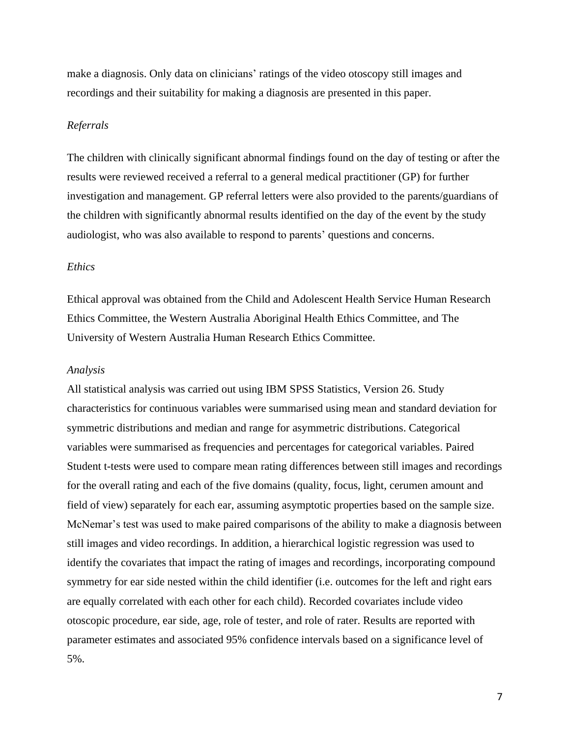make a diagnosis. Only data on clinicians' ratings of the video otoscopy still images and recordings and their suitability for making a diagnosis are presented in this paper.

*Referrals*

The children with clinically significant abnormal findings found on the day of testing or after the results were reviewed received a referral to a general medical practitioner (GP) for further investigation and management. GP referral letters were also provided to the parents/guardians of the children with significantly abnormal results identified on the day of the event by the study audiologist, who was also available to respond to parents' questions and concerns.

*Ethics*

Ethical approval was obtained from the Child and Adolescent Health Service Human Research Ethics Committee, the Western Australia Aboriginal Health Ethics Committee, and The University of Western Australia Human Research Ethics Committee.

*Analysis*

All statistical analysis was carried out using IBM SPSS Statistics, Version 26. Study characteristics for continuous variables were summarised using mean and standard deviation for symmetric distributions and median and range for asymmetric distributions. Categorical variables were summarised as frequencies and percentages for categorical variables. Paired Student t-tests were used to compare mean rating differences between still images and recordings for the overall rating and each of the five domains (quality, focus, light, cerumen amount and field of view) separately for each ear, assuming asymptotic properties based on the sample size. McNemar's test was used to make paired comparisons of the ability to make a diagnosis between still images and video recordings. In addition, a hierarchical logistic regression was used to identify the covariates that impact the rating of images and recordings, incorporating compound symmetry for ear side nested within the child identifier (i.e. outcomes for the left and right ears are equally correlated with each other for each child). Recorded covariates include video otoscopic procedure, ear side, age, role of tester, and role of rater. Results are reported with parameter estimates and associated 95% confidence intervals based on a significance level of 5%.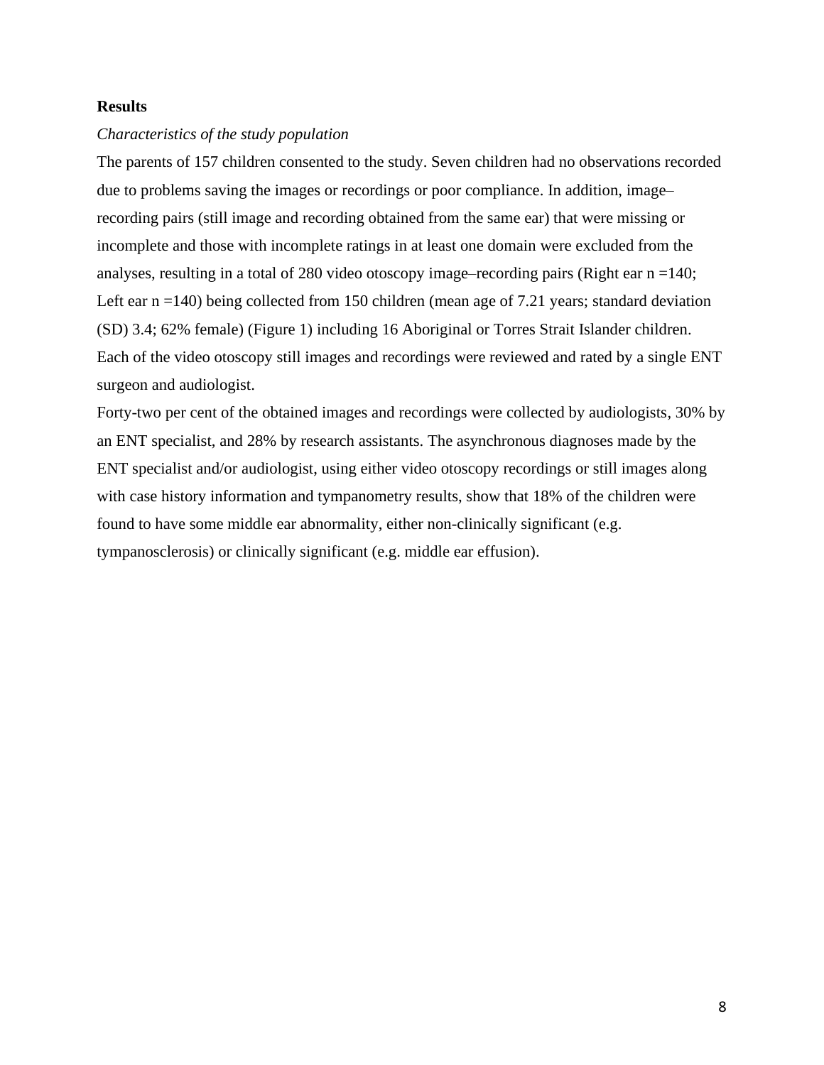**Results**

*Characteristics of the study population*

The parents of 157 children consented to the study. Seven children had no observations recorded due to problems saving the images or recordings or poor compliance. In addition, image–recording pairs (still image and recording obtained from the same ear) that were missing or incomplete and those with incomplete ratings in at least one domain were excluded from the analyses, resulting in a total of 280 video otoscopy image–recording pairs (Right ear n =140; Left ear n =140) being collected from 150 children (mean age of 7.21 years; standard deviation (SD) 3.4; 62% female) (Figure 1) including 16 Aboriginal or Torres Strait Islander children. Each of the video otoscopy still images and recordings were reviewed and rated by a single ENT surgeon and audiologist.

Forty-two per cent of the obtained images and recordings were collected by audiologists, 30% by an ENT specialist, and 28% by research assistants. The asynchronous diagnoses made by the ENT specialist and/or audiologist, using either video otoscopy recordings or still images along with case history information and tympanometry results, show that 18% of the children were found to have some middle ear abnormality, either non-clinically significant (e.g. tympanosclerosis) or clinically significant (e.g. middle ear effusion).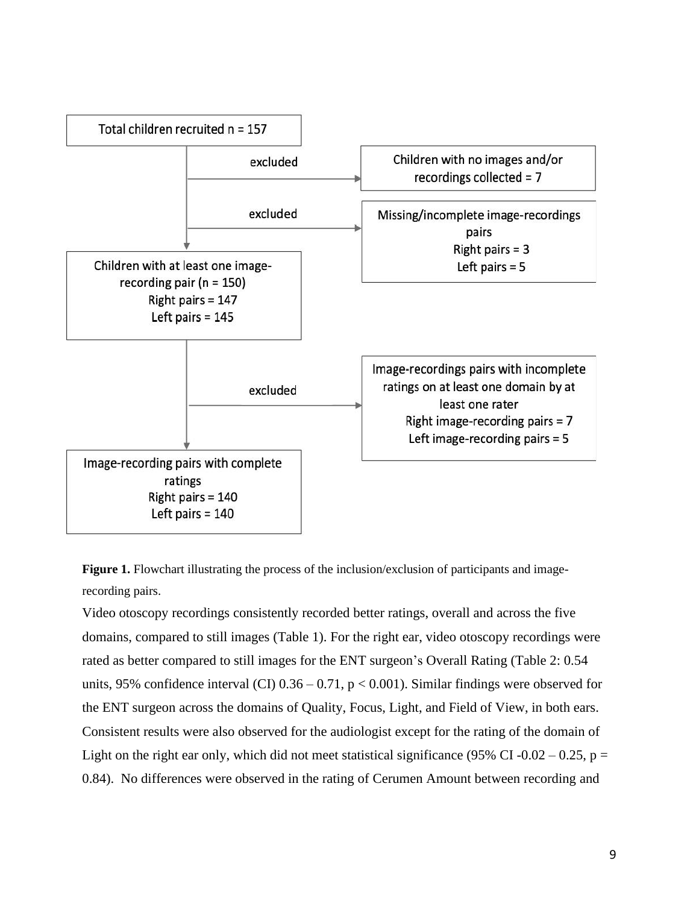Total children recruited n = 157

excluded → Children with no images and/or recordings collected = 7

excluded → Missing/incomplete image-recordings pairs
Right pairs = 3
Left pairs = 5

Children with at least one image-recording pair (n = 150)
Right pairs = 147
Left pairs = 145

excluded → Image-recordings pairs with incomplete ratings on at least one domain by at least one rater
Right image-recording pairs = 7
Left image-recording pairs = 5

Image-recording pairs with complete ratings
Right pairs = 140
Left pairs = 140

**Figure 1.** Flowchart illustrating the process of the inclusion/exclusion of participants and image-recording pairs.

Video otoscopy recordings consistently recorded better ratings, overall and across the five domains, compared to still images (Table 1). For the right ear, video otoscopy recordings were rated as better compared to still images for the ENT surgeon's Overall Rating (Table 2: 0.54 units, 95% confidence interval (CI) 0.36 – 0.71, $p < 0.001$). Similar findings were observed for the ENT surgeon across the domains of Quality, Focus, Light, and Field of View, in both ears. Consistent results were also observed for the audiologist except for the rating of the domain of Light on the right ear only, which did not meet statistical significance (95% CI -0.02 – 0.25, $p = 0.84$). No differences were observed in the rating of Cerumen Amount between recording and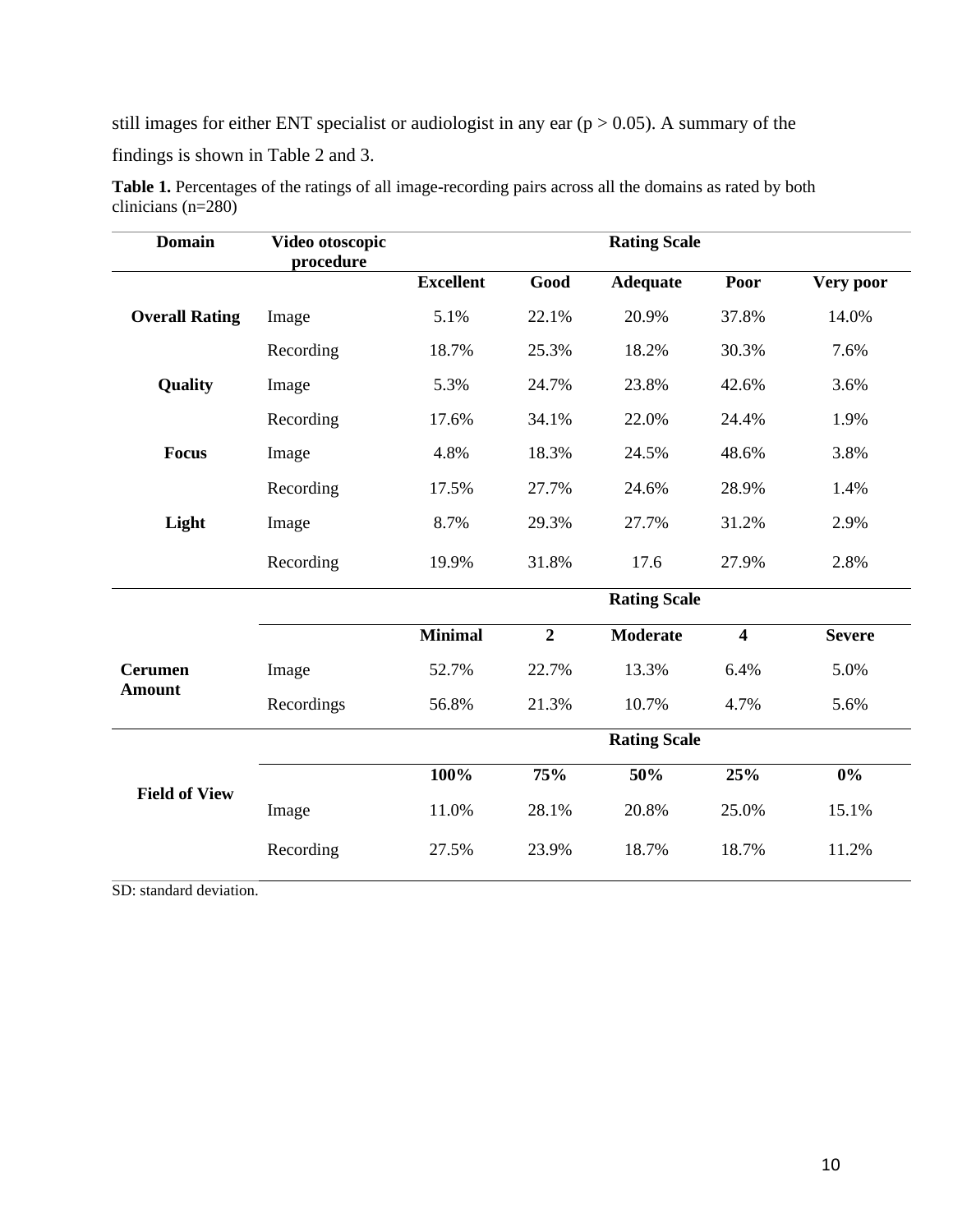still images for either ENT specialist or audiologist in any ear ($p > 0.05$). A summary of the findings is shown in Table 2 and 3.

**Table 1.** Percentages of the ratings of all image-recording pairs across all the domains as rated by both clinicians (n=280)

| Domain | Video otoscopic procedure | Rating Scale | | | | |
|---|---|---|---|---|---|---|
| | | **Excellent** | **Good** | **Adequate** | **Poor** | **Very poor** |
| **Overall Rating** | Image | 5.1% | 22.1% | 20.9% | 37.8% | 14.0% |
| | Recording | 18.7% | 25.3% | 18.2% | 30.3% | 7.6% |
| **Quality** | Image | 5.3% | 24.7% | 23.8% | 42.6% | 3.6% |
| | Recording | 17.6% | 34.1% | 22.0% | 24.4% | 1.9% |
| **Focus** | Image | 4.8% | 18.3% | 24.5% | 48.6% | 3.8% |
| | Recording | 17.5% | 27.7% | 24.6% | 28.9% | 1.4% |
| **Light** | Image | 8.7% | 29.3% | 27.7% | 31.2% | 2.9% |
| | Recording | 19.9% | 31.8% | 17.6 | 27.9% | 2.8% |
| | | **Rating Scale** | | | | |
| | | **Minimal** | **2** | **Moderate** | **4** | **Severe** |
| **Cerumen Amount** | Image | 52.7% | 22.7% | 13.3% | 6.4% | 5.0% |
| | Recordings | 56.8% | 21.3% | 10.7% | 4.7% | 5.6% |
| | | **Rating Scale** | | | | |
| | | **100%** | **75%** | **50%** | **25%** | **0%** |
| **Field of View** | Image | 11.0% | 28.1% | 20.8% | 25.0% | 15.1% |
| | Recording | 27.5% | 23.9% | 18.7% | 18.7% | 11.2% |

SD: standard deviation.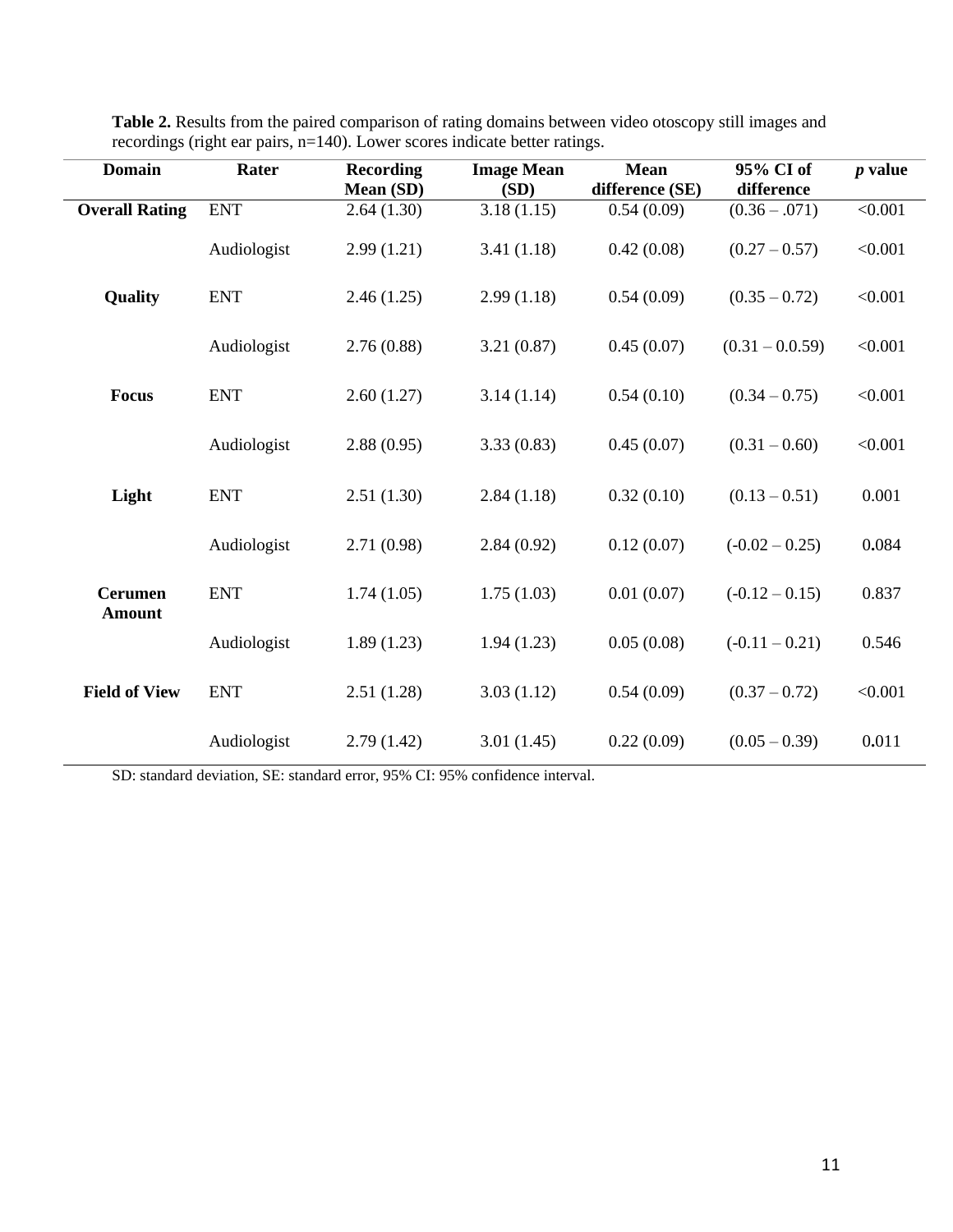**Table 2.** Results from the paired comparison of rating domains between video otoscopy still images and recordings (right ear pairs, n=140). Lower scores indicate better ratings.

| Domain | Rater | Recording Mean (SD) | Image Mean (SD) | Mean difference (SE) | 95% CI of difference | *p* value |
|---|---|---|---|---|---|---|
| **Overall Rating** | ENT | 2.64 (1.30) | 3.18 (1.15) | 0.54 (0.09) | (0.36 – .071) | <0.001 |
| | Audiologist | 2.99 (1.21) | 3.41 (1.18) | 0.42 (0.08) | (0.27 – 0.57) | <0.001 |
| **Quality** | ENT | 2.46 (1.25) | 2.99 (1.18) | 0.54 (0.09) | (0.35 – 0.72) | <0.001 |
| | Audiologist | 2.76 (0.88) | 3.21 (0.87) | 0.45 (0.07) | (0.31 – 0.0.59) | <0.001 |
| **Focus** | ENT | 2.60 (1.27) | 3.14 (1.14) | 0.54 (0.10) | (0.34 – 0.75) | <0.001 |
| | Audiologist | 2.88 (0.95) | 3.33 (0.83) | 0.45 (0.07) | (0.31 – 0.60) | <0.001 |
| **Light** | ENT | 2.51 (1.30) | 2.84 (1.18) | 0.32 (0.10) | (0.13 – 0.51) | 0.001 |
| | Audiologist | 2.71 (0.98) | 2.84 (0.92) | 0.12 (0.07) | (-0.02 – 0.25) | 0.084 |
| **Cerumen Amount** | ENT | 1.74 (1.05) | 1.75 (1.03) | 0.01 (0.07) | (-0.12 – 0.15) | 0.837 |
| | Audiologist | 1.89 (1.23) | 1.94 (1.23) | 0.05 (0.08) | (-0.11 – 0.21) | 0.546 |
| **Field of View** | ENT | 2.51 (1.28) | 3.03 (1.12) | 0.54 (0.09) | (0.37 – 0.72) | <0.001 |
| | Audiologist | 2.79 (1.42) | 3.01 (1.45) | 0.22 (0.09) | (0.05 – 0.39) | 0.011 |

SD: standard deviation, SE: standard error, 95% CI: 95% confidence interval.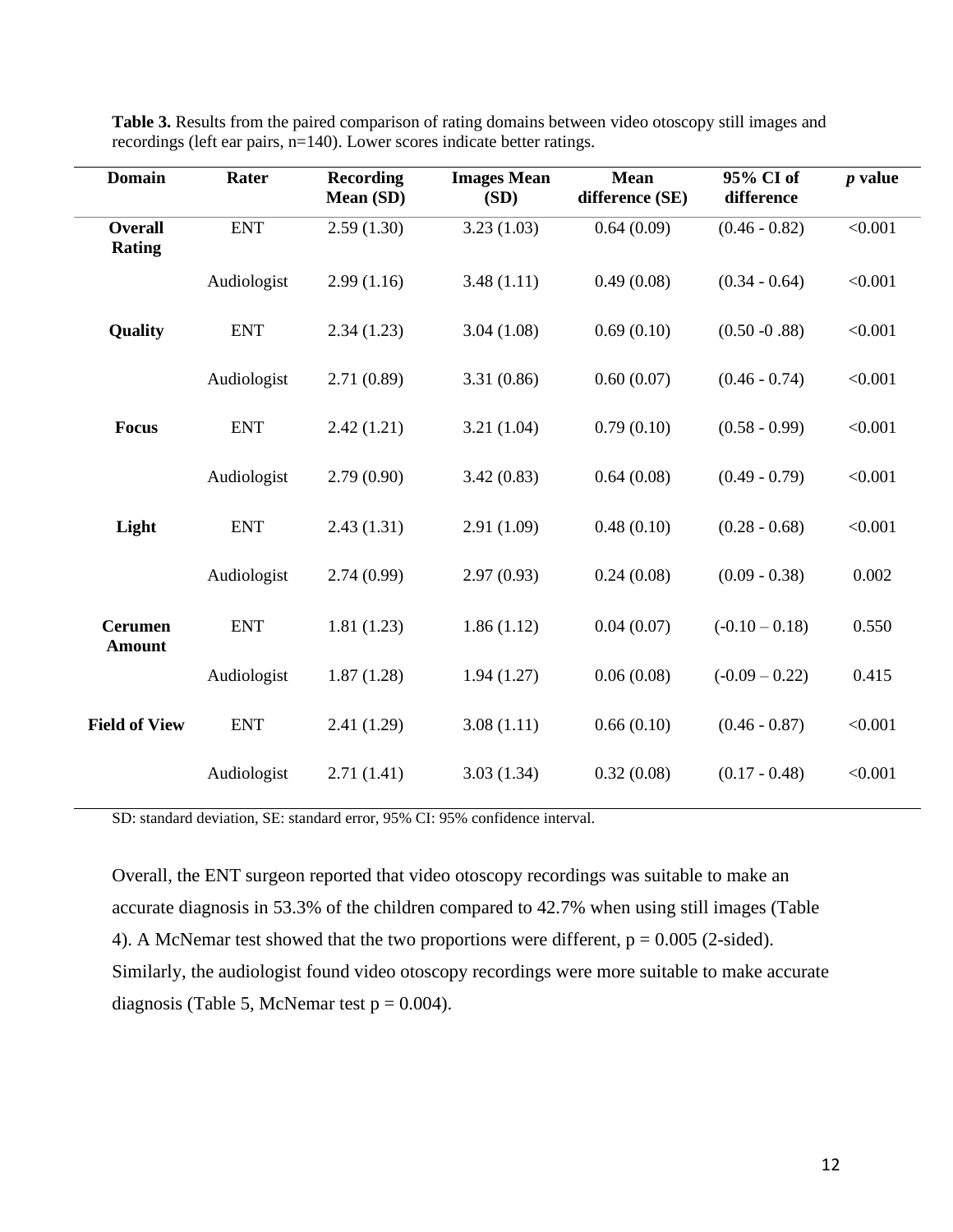**Table 3.** Results from the paired comparison of rating domains between video otoscopy still images and recordings (left ear pairs, n=140). Lower scores indicate better ratings.

| Domain | Rater | Recording Mean (SD) | Images Mean (SD) | Mean difference (SE) | 95% CI of difference | *p* value |
|---|---|---|---|---|---|---|
| **Overall Rating** | ENT | 2.59 (1.30) | 3.23 (1.03) | 0.64 (0.09) | (0.46 - 0.82) | <0.001 |
| | Audiologist | 2.99 (1.16) | 3.48 (1.11) | 0.49 (0.08) | (0.34 - 0.64) | <0.001 |
| **Quality** | ENT | 2.34 (1.23) | 3.04 (1.08) | 0.69 (0.10) | (0.50 -0 .88) | <0.001 |
| | Audiologist | 2.71 (0.89) | 3.31 (0.86) | 0.60 (0.07) | (0.46 - 0.74) | <0.001 |
| **Focus** | ENT | 2.42 (1.21) | 3.21 (1.04) | 0.79 (0.10) | (0.58 - 0.99) | <0.001 |
| | Audiologist | 2.79 (0.90) | 3.42 (0.83) | 0.64 (0.08) | (0.49 - 0.79) | <0.001 |
| **Light** | ENT | 2.43 (1.31) | 2.91 (1.09) | 0.48 (0.10) | (0.28 - 0.68) | <0.001 |
| | Audiologist | 2.74 (0.99) | 2.97 (0.93) | 0.24 (0.08) | (0.09 - 0.38) | 0.002 |
| **Cerumen Amount** | ENT | 1.81 (1.23) | 1.86 (1.12) | 0.04 (0.07) | (-0.10 – 0.18) | 0.550 |
| | Audiologist | 1.87 (1.28) | 1.94 (1.27) | 0.06 (0.08) | (-0.09 – 0.22) | 0.415 |
| **Field of View** | ENT | 2.41 (1.29) | 3.08 (1.11) | 0.66 (0.10) | (0.46 - 0.87) | <0.001 |
| | Audiologist | 2.71 (1.41) | 3.03 (1.34) | 0.32 (0.08) | (0.17 - 0.48) | <0.001 |

SD: standard deviation, SE: standard error, 95% CI: 95% confidence interval.

Overall, the ENT surgeon reported that video otoscopy recordings was suitable to make an accurate diagnosis in 53.3% of the children compared to 42.7% when using still images (Table 4). A McNemar test showed that the two proportions were different, $p = 0.005$ (2-sided). Similarly, the audiologist found video otoscopy recordings were more suitable to make accurate diagnosis (Table 5, McNemar test $p = 0.004$).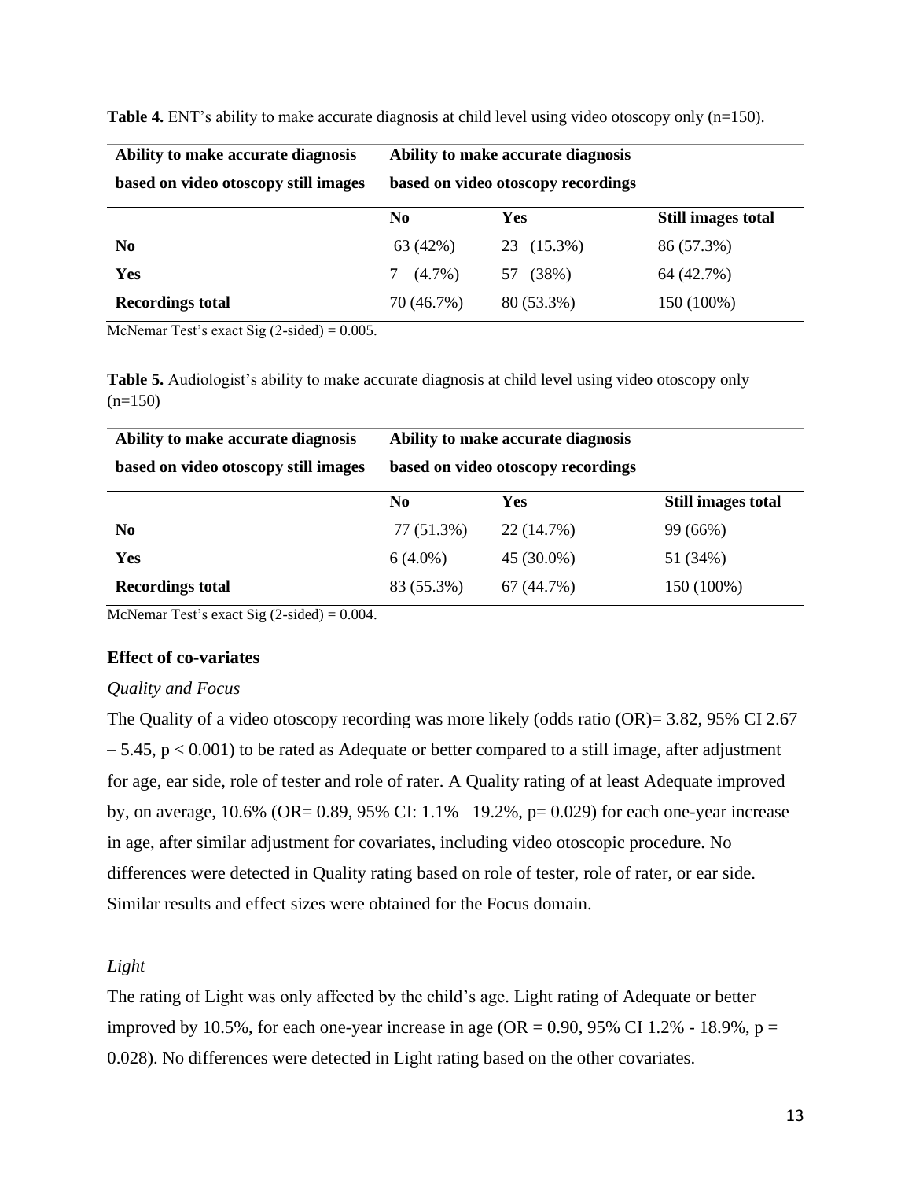**Table 4.** ENT's ability to make accurate diagnosis at child level using video otoscopy only (n=150).

| Ability to make accurate diagnosis based on video otoscopy still images | Ability to make accurate diagnosis based on video otoscopy recordings | | |
|---|---|---|---|
| | **No** | **Yes** | **Still images total** |
| **No** | 63 (42%) | 23 (15.3%) | 86 (57.3%) |
| **Yes** | 7 (4.7%) | 57 (38%) | 64 (42.7%) |
| **Recordings total** | 70 (46.7%) | 80 (53.3%) | 150 (100%) |

McNemar Test's exact Sig (2-sided) = 0.005.

**Table 5.** Audiologist's ability to make accurate diagnosis at child level using video otoscopy only (n=150)

| Ability to make accurate diagnosis based on video otoscopy still images | Ability to make accurate diagnosis based on video otoscopy recordings | | |
|---|---|---|---|
| | **No** | **Yes** | **Still images total** |
| **No** | 77 (51.3%) | 22 (14.7%) | 99 (66%) |
| **Yes** | 6 (4.0%) | 45 (30.0%) | 51 (34%) |
| **Recordings total** | 83 (55.3%) | 67 (44.7%) | 150 (100%) |

McNemar Test's exact Sig (2-sided) = 0.004.

### Effect of co-variates

*Quality and Focus*

The Quality of a video otoscopy recording was more likely (odds ratio (OR)= 3.82, 95% CI 2.67 – 5.45, $p < 0.001$) to be rated as Adequate or better compared to a still image, after adjustment for age, ear side, role of tester and role of rater. A Quality rating of at least Adequate improved by, on average, 10.6% (OR= 0.89, 95% CI: 1.1% –19.2%, p= 0.029) for each one-year increase in age, after similar adjustment for covariates, including video otoscopic procedure. No differences were detected in Quality rating based on role of tester, role of rater, or ear side. Similar results and effect sizes were obtained for the Focus domain.

*Light*

The rating of Light was only affected by the child's age. Light rating of Adequate or better improved by 10.5%, for each one-year increase in age (OR = 0.90, 95% CI 1.2% - 18.9%, p = 0.028). No differences were detected in Light rating based on the other covariates.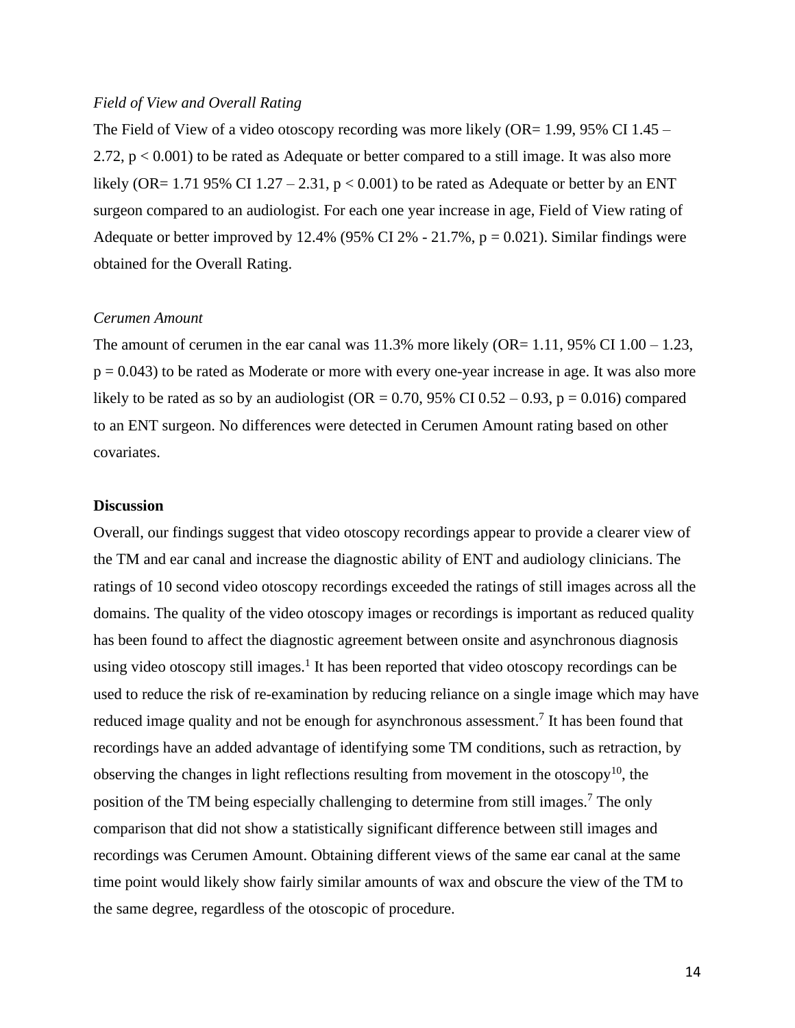*Field of View and Overall Rating*

The Field of View of a video otoscopy recording was more likely (OR= 1.99, 95% CI 1.45 – 2.72, $p < 0.001$) to be rated as Adequate or better compared to a still image. It was also more likely (OR= 1.71 95% CI 1.27 – 2.31, $p < 0.001$) to be rated as Adequate or better by an ENT surgeon compared to an audiologist. For each one year increase in age, Field of View rating of Adequate or better improved by 12.4% (95% CI 2% - 21.7%, $p = 0.021$). Similar findings were obtained for the Overall Rating.

*Cerumen Amount*

The amount of cerumen in the ear canal was 11.3% more likely (OR= 1.11, 95% CI 1.00 – 1.23, $p = 0.043$) to be rated as Moderate or more with every one-year increase in age. It was also more likely to be rated as so by an audiologist (OR = 0.70, 95% CI 0.52 – 0.93, $p = 0.016$) compared to an ENT surgeon. No differences were detected in Cerumen Amount rating based on other covariates.

**Discussion**

Overall, our findings suggest that video otoscopy recordings appear to provide a clearer view of the TM and ear canal and increase the diagnostic ability of ENT and audiology clinicians. The ratings of 10 second video otoscopy recordings exceeded the ratings of still images across all the domains. The quality of the video otoscopy images or recordings is important as reduced quality has been found to affect the diagnostic agreement between onsite and asynchronous diagnosis using video otoscopy still images.[1] It has been reported that video otoscopy recordings can be used to reduce the risk of re-examination by reducing reliance on a single image which may have reduced image quality and not be enough for asynchronous assessment.[7] It has been found that recordings have an added advantage of identifying some TM conditions, such as retraction, by observing the changes in light reflections resulting from movement in the otoscopy[10], the position of the TM being especially challenging to determine from still images.[7] The only comparison that did not show a statistically significant difference between still images and recordings was Cerumen Amount. Obtaining different views of the same ear canal at the same time point would likely show fairly similar amounts of wax and obscure the view of the TM to the same degree, regardless of the otoscopic of procedure.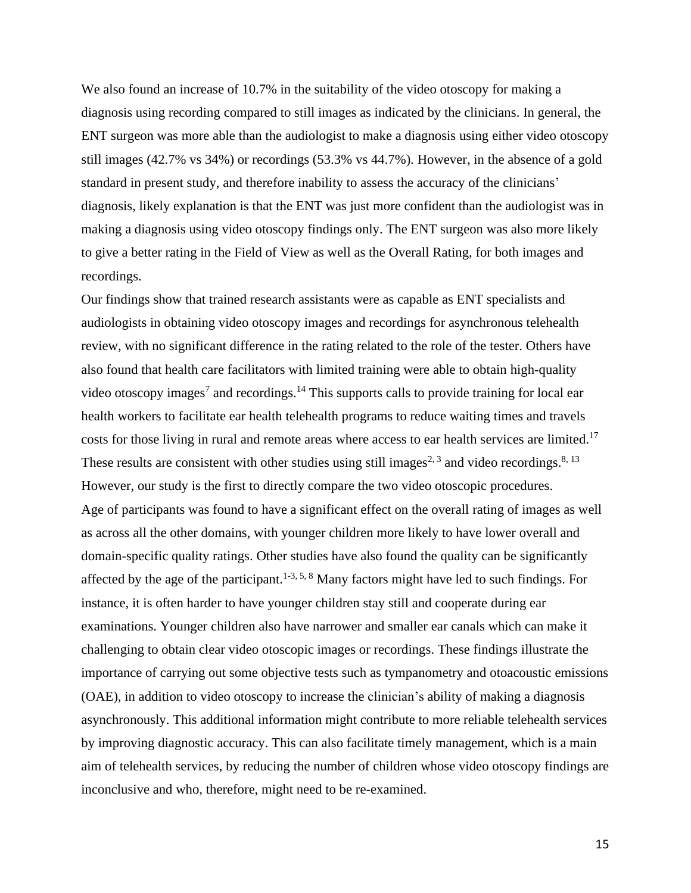We also found an increase of 10.7% in the suitability of the video otoscopy for making a diagnosis using recording compared to still images as indicated by the clinicians. In general, the ENT surgeon was more able than the audiologist to make a diagnosis using either video otoscopy still images (42.7% vs 34%) or recordings (53.3% vs 44.7%). However, in the absence of a gold standard in present study, and therefore inability to assess the accuracy of the clinicians' diagnosis, likely explanation is that the ENT was just more confident than the audiologist was in making a diagnosis using video otoscopy findings only. The ENT surgeon was also more likely to give a better rating in the Field of View as well as the Overall Rating, for both images and recordings.

Our findings show that trained research assistants were as capable as ENT specialists and audiologists in obtaining video otoscopy images and recordings for asynchronous telehealth review, with no significant difference in the rating related to the role of the tester. Others have also found that health care facilitators with limited training were able to obtain high-quality video otoscopy images[7] and recordings.[14] This supports calls to provide training for local ear health workers to facilitate ear health telehealth programs to reduce waiting times and travels costs for those living in rural and remote areas where access to ear health services are limited.[17] These results are consistent with other studies using still images[2, 3] and video recordings.[8, 13] However, our study is the first to directly compare the two video otoscopic procedures.

Age of participants was found to have a significant effect on the overall rating of images as well as across all the other domains, with younger children more likely to have lower overall and domain-specific quality ratings. Other studies have also found the quality can be significantly affected by the age of the participant.[1-3, 5, 8] Many factors might have led to such findings. For instance, it is often harder to have younger children stay still and cooperate during ear examinations. Younger children also have narrower and smaller ear canals which can make it challenging to obtain clear video otoscopic images or recordings. These findings illustrate the importance of carrying out some objective tests such as tympanometry and otoacoustic emissions (OAE), in addition to video otoscopy to increase the clinician's ability of making a diagnosis asynchronously. This additional information might contribute to more reliable telehealth services by improving diagnostic accuracy. This can also facilitate timely management, which is a main aim of telehealth services, by reducing the number of children whose video otoscopy findings are inconclusive and who, therefore, might need to be re-examined.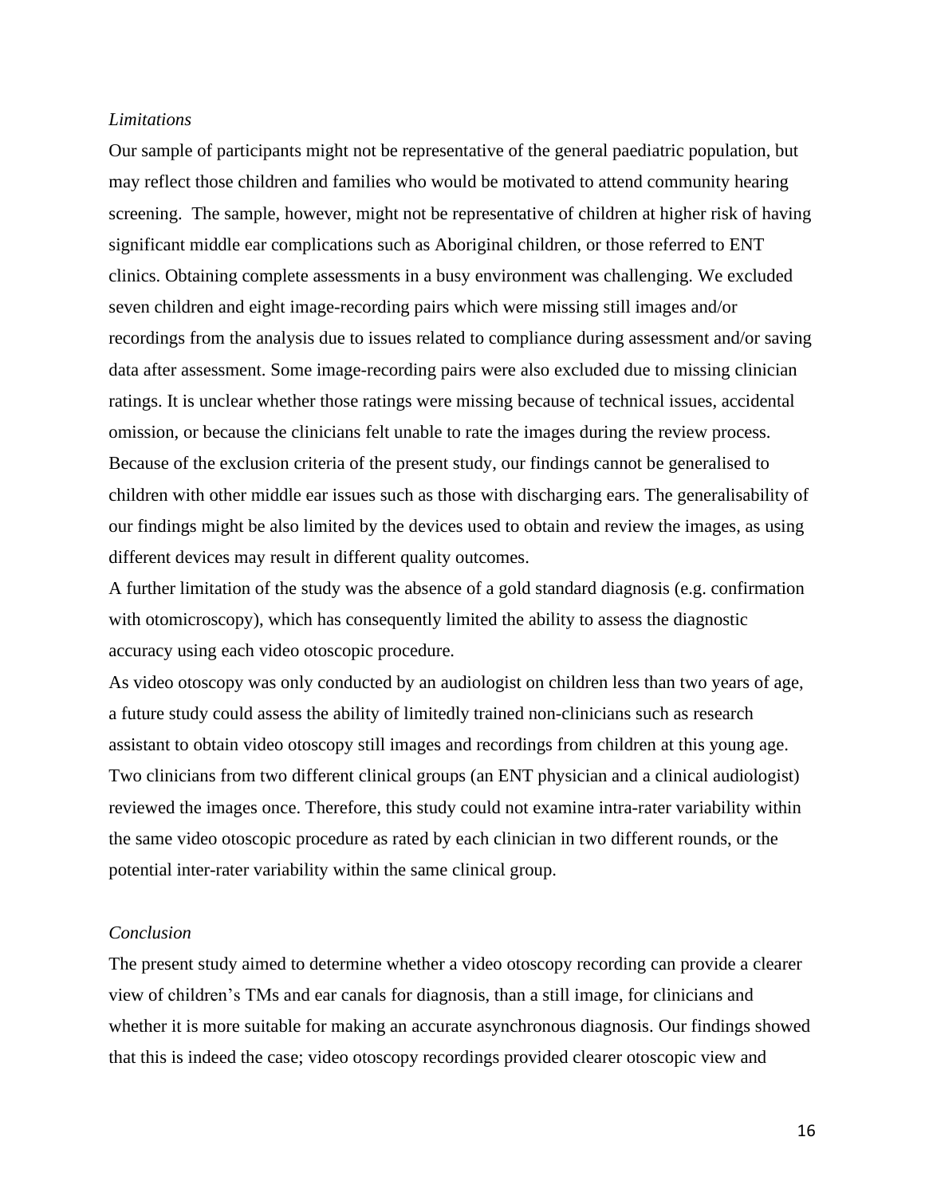*Limitations*

Our sample of participants might not be representative of the general paediatric population, but may reflect those children and families who would be motivated to attend community hearing screening. The sample, however, might not be representative of children at higher risk of having significant middle ear complications such as Aboriginal children, or those referred to ENT clinics. Obtaining complete assessments in a busy environment was challenging. We excluded seven children and eight image-recording pairs which were missing still images and/or recordings from the analysis due to issues related to compliance during assessment and/or saving data after assessment. Some image-recording pairs were also excluded due to missing clinician ratings. It is unclear whether those ratings were missing because of technical issues, accidental omission, or because the clinicians felt unable to rate the images during the review process. Because of the exclusion criteria of the present study, our findings cannot be generalised to children with other middle ear issues such as those with discharging ears. The generalisability of our findings might be also limited by the devices used to obtain and review the images, as using different devices may result in different quality outcomes.

A further limitation of the study was the absence of a gold standard diagnosis (e.g. confirmation with otomicroscopy), which has consequently limited the ability to assess the diagnostic accuracy using each video otoscopic procedure.

As video otoscopy was only conducted by an audiologist on children less than two years of age, a future study could assess the ability of limitedly trained non-clinicians such as research assistant to obtain video otoscopy still images and recordings from children at this young age. Two clinicians from two different clinical groups (an ENT physician and a clinical audiologist) reviewed the images once. Therefore, this study could not examine intra-rater variability within the same video otoscopic procedure as rated by each clinician in two different rounds, or the potential inter-rater variability within the same clinical group.

*Conclusion*

The present study aimed to determine whether a video otoscopy recording can provide a clearer view of children's TMs and ear canals for diagnosis, than a still image, for clinicians and whether it is more suitable for making an accurate asynchronous diagnosis. Our findings showed that this is indeed the case; video otoscopy recordings provided clearer otoscopic view and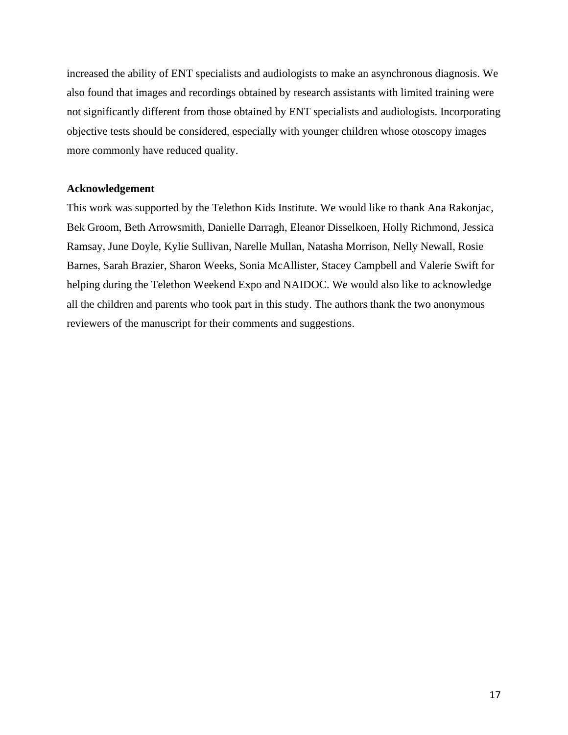increased the ability of ENT specialists and audiologists to make an asynchronous diagnosis. We also found that images and recordings obtained by research assistants with limited training were not significantly different from those obtained by ENT specialists and audiologists. Incorporating objective tests should be considered, especially with younger children whose otoscopy images more commonly have reduced quality.

**Acknowledgement**

This work was supported by the Telethon Kids Institute. We would like to thank Ana Rakonjac, Bek Groom, Beth Arrowsmith, Danielle Darragh, Eleanor Disselkoen, Holly Richmond, Jessica Ramsay, June Doyle, Kylie Sullivan, Narelle Mullan, Natasha Morrison, Nelly Newall, Rosie Barnes, Sarah Brazier, Sharon Weeks, Sonia McAllister, Stacey Campbell and Valerie Swift for helping during the Telethon Weekend Expo and NAIDOC. We would also like to acknowledge all the children and parents who took part in this study. The authors thank the two anonymous reviewers of the manuscript for their comments and suggestions.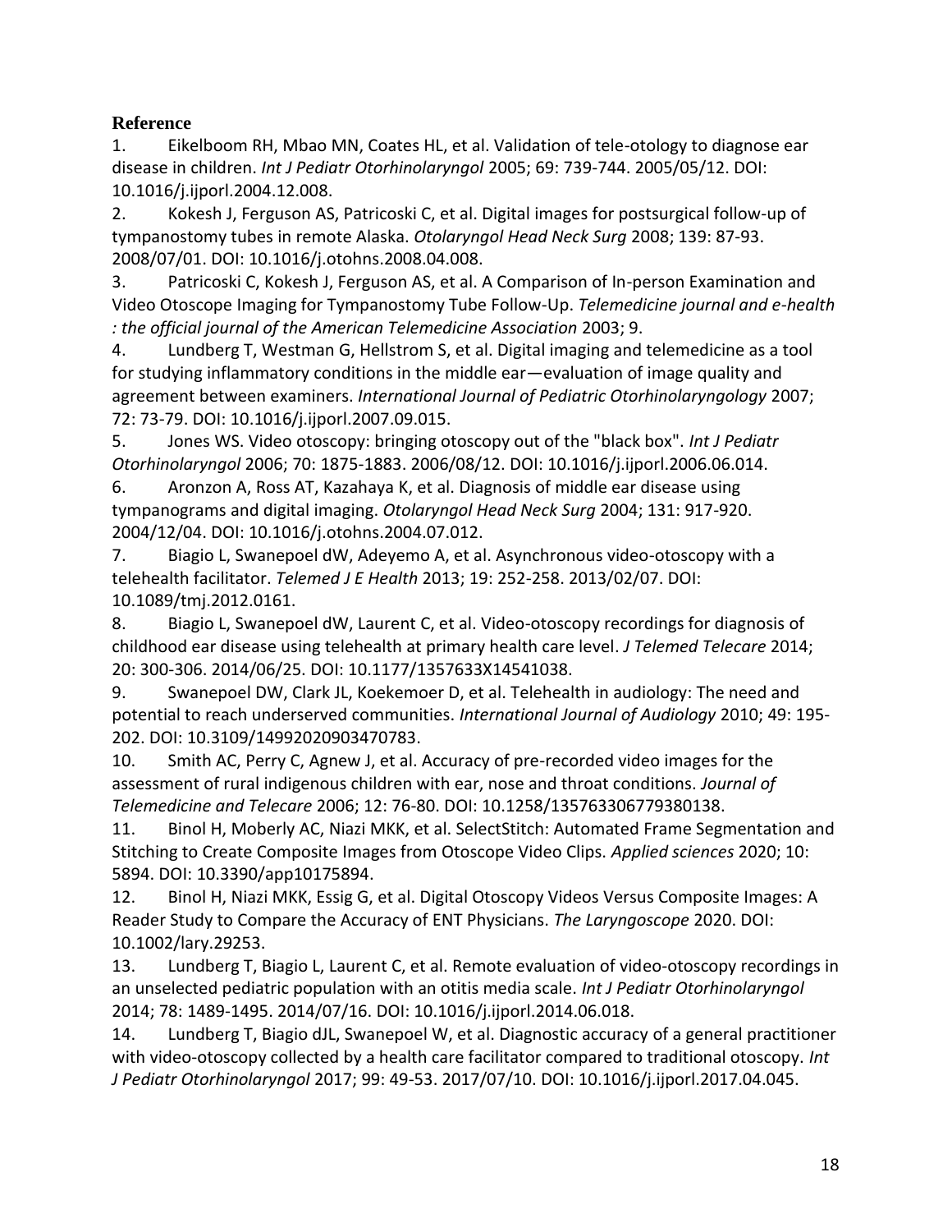## Reference

1. Eikelboom RH, Mbao MN, Coates HL, et al. Validation of tele-otology to diagnose ear disease in children. *Int J Pediatr Otorhinolaryngol* 2005; 69: 739-744. 2005/05/12. DOI: 10.1016/j.ijporl.2004.12.008.
2. Kokesh J, Ferguson AS, Patricoski C, et al. Digital images for postsurgical follow-up of tympanostomy tubes in remote Alaska. *Otolaryngol Head Neck Surg* 2008; 139: 87-93. 2008/07/01. DOI: 10.1016/j.otohns.2008.04.008.
3. Patricoski C, Kokesh J, Ferguson AS, et al. A Comparison of In-person Examination and Video Otoscope Imaging for Tympanostomy Tube Follow-Up. *Telemedicine journal and e-health : the official journal of the American Telemedicine Association* 2003; 9.
4. Lundberg T, Westman G, Hellstrom S, et al. Digital imaging and telemedicine as a tool for studying inflammatory conditions in the middle ear—evaluation of image quality and agreement between examiners. *International Journal of Pediatric Otorhinolaryngology* 2007; 72: 73-79. DOI: 10.1016/j.ijporl.2007.09.015.
5. Jones WS. Video otoscopy: bringing otoscopy out of the "black box". *Int J Pediatr Otorhinolaryngol* 2006; 70: 1875-1883. 2006/08/12. DOI: 10.1016/j.ijporl.2006.06.014.
6. Aronzon A, Ross AT, Kazahaya K, et al. Diagnosis of middle ear disease using tympanograms and digital imaging. *Otolaryngol Head Neck Surg* 2004; 131: 917-920. 2004/12/04. DOI: 10.1016/j.otohns.2004.07.012.
7. Biagio L, Swanepoel dW, Adeyemo A, et al. Asynchronous video-otoscopy with a telehealth facilitator. *Telemed J E Health* 2013; 19: 252-258. 2013/02/07. DOI: 10.1089/tmj.2012.0161.
8. Biagio L, Swanepoel dW, Laurent C, et al. Video-otoscopy recordings for diagnosis of childhood ear disease using telehealth at primary health care level. *J Telemed Telecare* 2014; 20: 300-306. 2014/06/25. DOI: 10.1177/1357633X14541038.
9. Swanepoel DW, Clark JL, Koekemoer D, et al. Telehealth in audiology: The need and potential to reach underserved communities. *International Journal of Audiology* 2010; 49: 195-202. DOI: 10.3109/14992020903470783.
10. Smith AC, Perry C, Agnew J, et al. Accuracy of pre-recorded video images for the assessment of rural indigenous children with ear, nose and throat conditions. *Journal of Telemedicine and Telecare* 2006; 12: 76-80. DOI: 10.1258/135763306779380138.
11. Binol H, Moberly AC, Niazi MKK, et al. SelectStitch: Automated Frame Segmentation and Stitching to Create Composite Images from Otoscope Video Clips. *Applied sciences* 2020; 10: 5894. DOI: 10.3390/app10175894.
12. Binol H, Niazi MKK, Essig G, et al. Digital Otoscopy Videos Versus Composite Images: A Reader Study to Compare the Accuracy of ENT Physicians. *The Laryngoscope* 2020. DOI: 10.1002/lary.29253.
13. Lundberg T, Biagio L, Laurent C, et al. Remote evaluation of video-otoscopy recordings in an unselected pediatric population with an otitis media scale. *Int J Pediatr Otorhinolaryngol* 2014; 78: 1489-1495. 2014/07/16. DOI: 10.1016/j.ijporl.2014.06.018.
14. Lundberg T, Biagio dJL, Swanepoel W, et al. Diagnostic accuracy of a general practitioner with video-otoscopy collected by a health care facilitator compared to traditional otoscopy. *Int J Pediatr Otorhinolaryngol* 2017; 99: 49-53. 2017/07/10. DOI: 10.1016/j.ijporl.2017.04.045.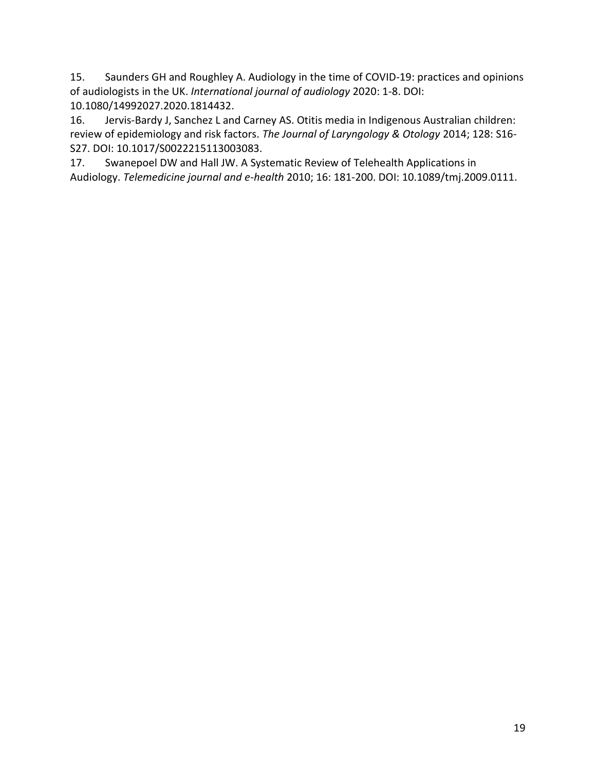15. Saunders GH and Roughley A. Audiology in the time of COVID-19: practices and opinions of audiologists in the UK. *International journal of audiology* 2020: 1-8. DOI: 10.1080/14992027.2020.1814432.

16. Jervis-Bardy J, Sanchez L and Carney AS. Otitis media in Indigenous Australian children: review of epidemiology and risk factors. *The Journal of Laryngology & Otology* 2014; 128: S16-S27. DOI: 10.1017/S0022215113003083.

17. Swanepoel DW and Hall JW. A Systematic Review of Telehealth Applications in Audiology. *Telemedicine journal and e-health* 2010; 16: 181-200. DOI: 10.1089/tmj.2009.0111.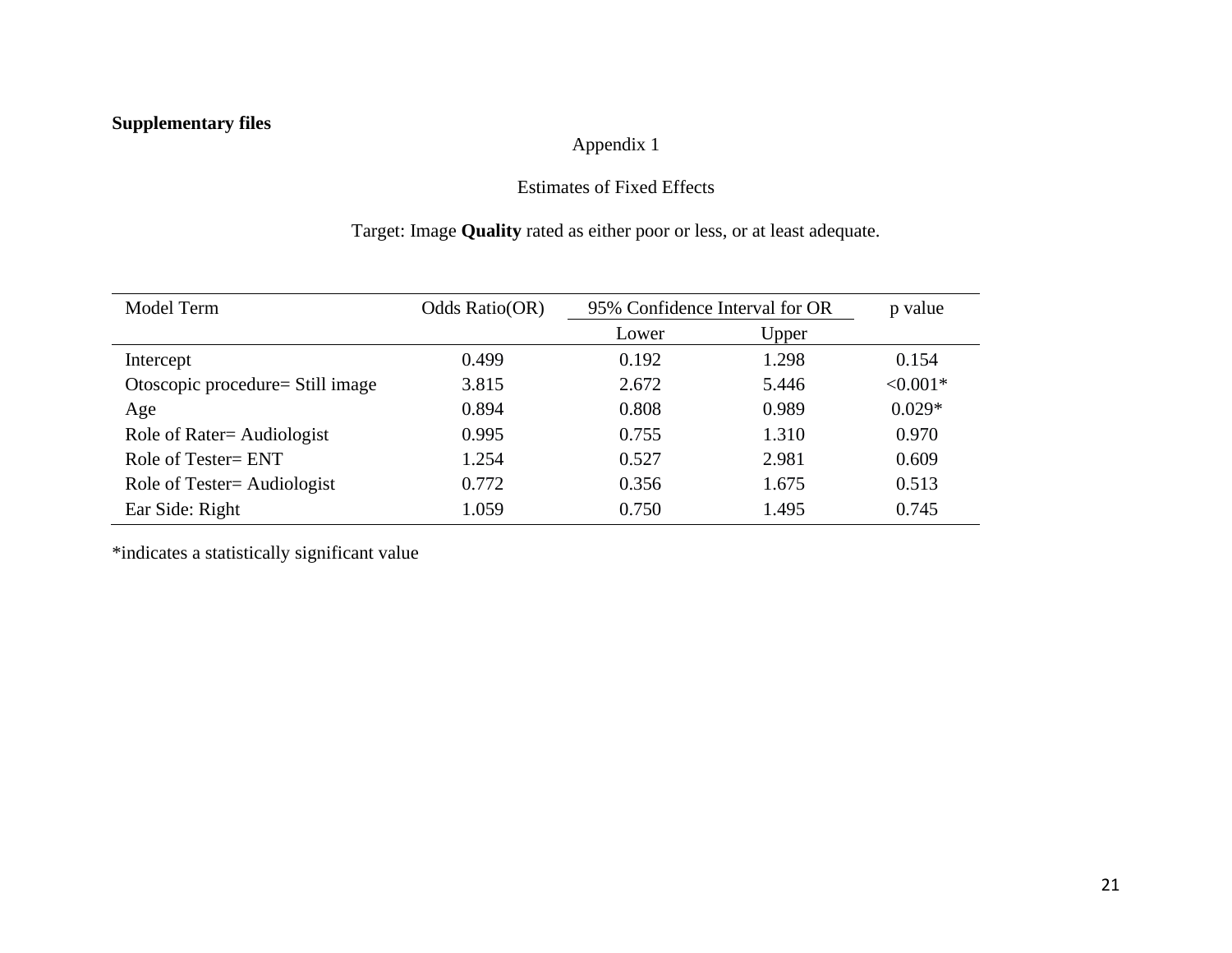**Supplementary files**

Appendix 1

Estimates of Fixed Effects

Target: Image **Quality** rated as either poor or less, or at least adequate.

| Model Term | Odds Ratio(OR) | 95% Confidence Interval for OR | | p value |
|---|---|---|---|---|
| | | Lower | Upper | |
| Intercept | 0.499 | 0.192 | 1.298 | 0.154 |
| Otoscopic procedure= Still image | 3.815 | 2.672 | 5.446 | <0.001* |
| Age | 0.894 | 0.808 | 0.989 | 0.029* |
| Role of Rater= Audiologist | 0.995 | 0.755 | 1.310 | 0.970 |
| Role of Tester= ENT | 1.254 | 0.527 | 2.981 | 0.609 |
| Role of Tester= Audiologist | 0.772 | 0.356 | 1.675 | 0.513 |
| Ear Side: Right | 1.059 | 0.750 | 1.495 | 0.745 |

*indicates a statistically significant value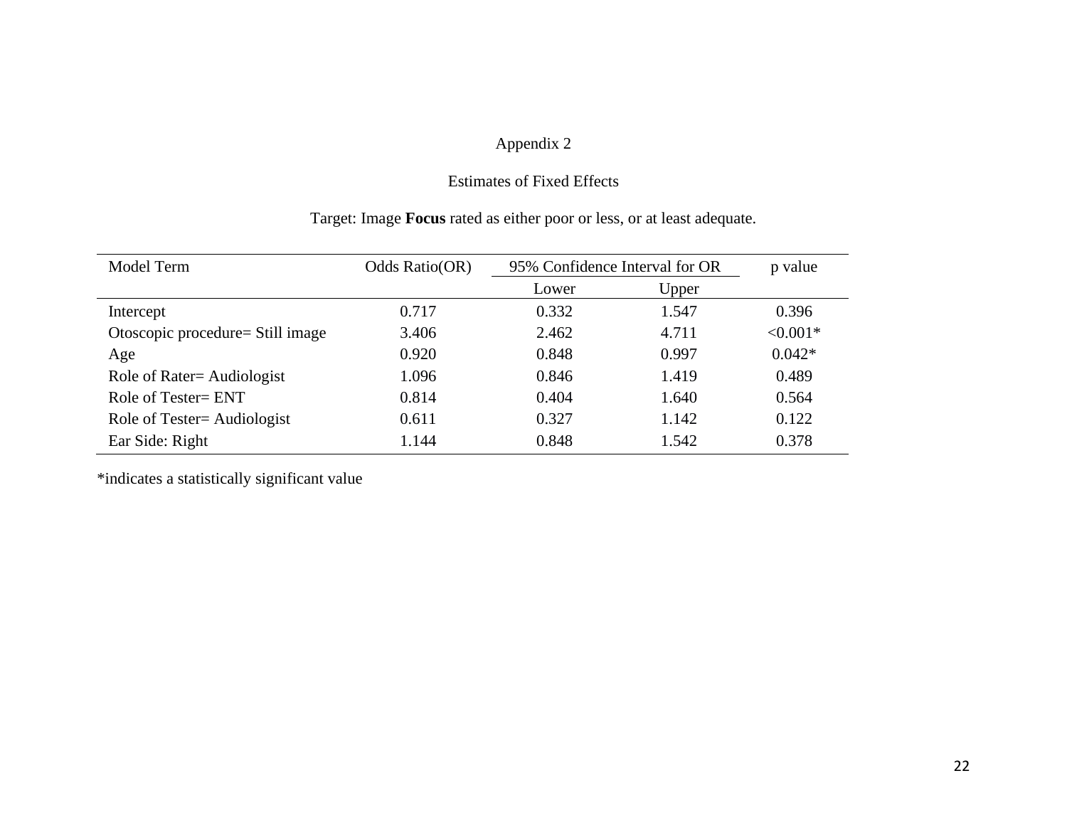Appendix 2

Estimates of Fixed Effects

Target: Image **Focus** rated as either poor or less, or at least adequate.

| Model Term | Odds Ratio(OR) | 95% Confidence Interval for OR | | p value |
|---|---|---|---|---|
| | | Lower | Upper | |
| Intercept | 0.717 | 0.332 | 1.547 | 0.396 |
| Otoscopic procedure= Still image | 3.406 | 2.462 | 4.711 | <0.001* |
| Age | 0.920 | 0.848 | 0.997 | 0.042* |
| Role of Rater= Audiologist | 1.096 | 0.846 | 1.419 | 0.489 |
| Role of Tester= ENT | 0.814 | 0.404 | 1.640 | 0.564 |
| Role of Tester= Audiologist | 0.611 | 0.327 | 1.142 | 0.122 |
| Ear Side: Right | 1.144 | 0.848 | 1.542 | 0.378 |

*indicates a statistically significant value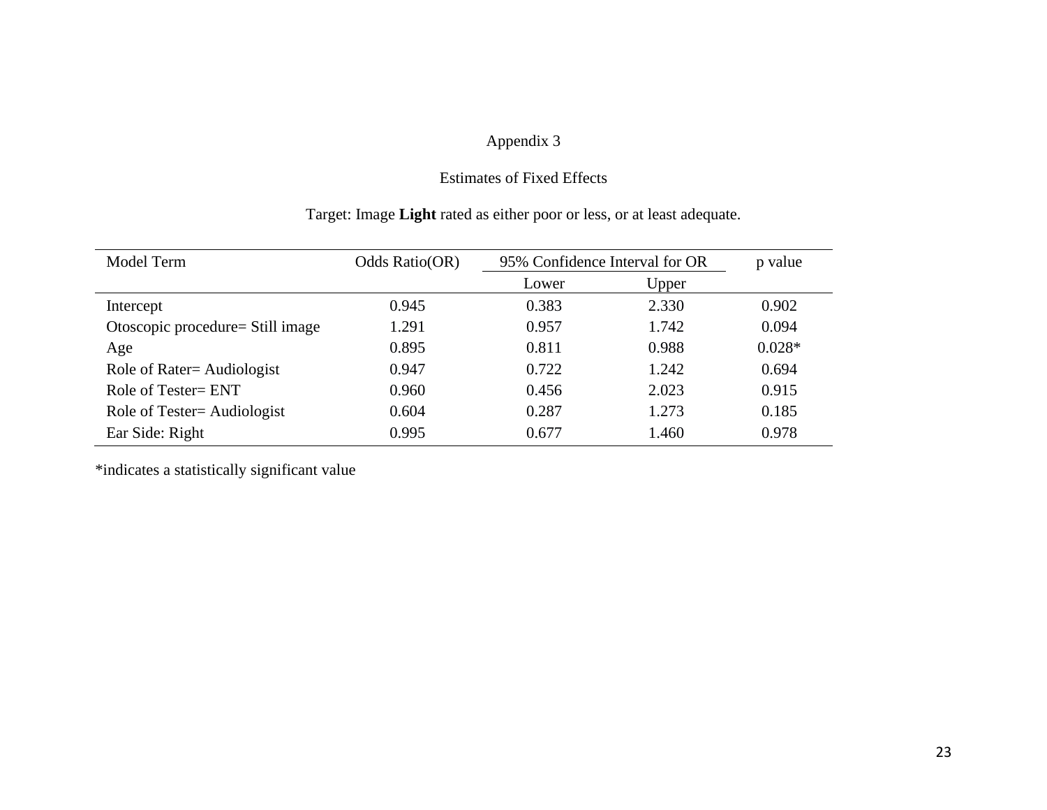Appendix 3

Estimates of Fixed Effects

Target: Image **Light** rated as either poor or less, or at least adequate.

| Model Term | Odds Ratio(OR) | 95% Confidence Interval for OR | | p value |
|---|---|---|---|---|
| | | Lower | Upper | |
| Intercept | 0.945 | 0.383 | 2.330 | 0.902 |
| Otoscopic procedure= Still image | 1.291 | 0.957 | 1.742 | 0.094 |
| Age | 0.895 | 0.811 | 0.988 | 0.028* |
| Role of Rater= Audiologist | 0.947 | 0.722 | 1.242 | 0.694 |
| Role of Tester= ENT | 0.960 | 0.456 | 2.023 | 0.915 |
| Role of Tester= Audiologist | 0.604 | 0.287 | 1.273 | 0.185 |
| Ear Side: Right | 0.995 | 0.677 | 1.460 | 0.978 |

*indicates a statistically significant value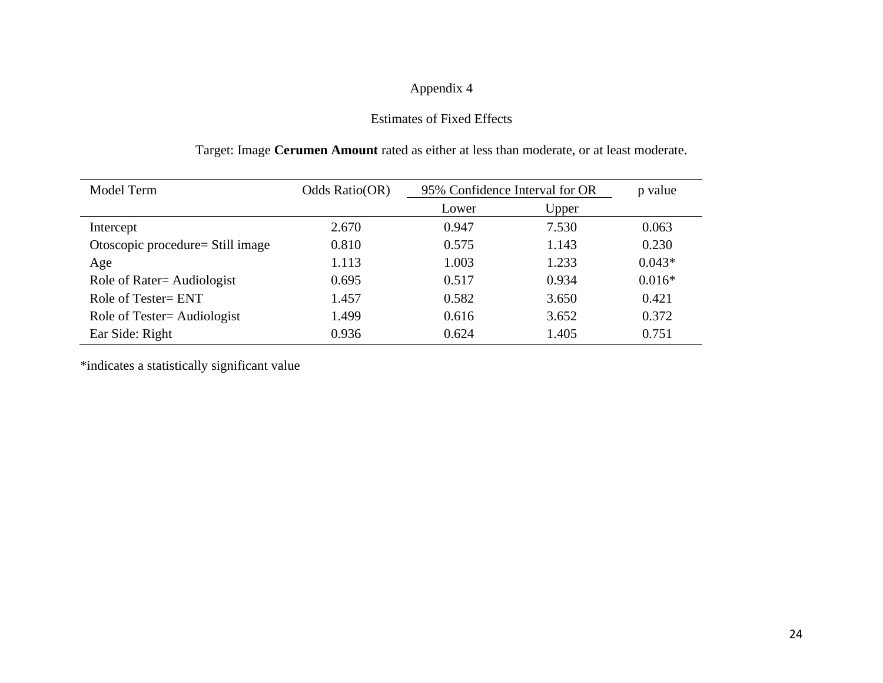Appendix 4

Estimates of Fixed Effects

Target: Image **Cerumen Amount** rated as either at less than moderate, or at least moderate.

| Model Term | Odds Ratio(OR) | 95% Confidence Interval for OR | | p value |
|---|---|---|---|---|
| | | Lower | Upper | |
| Intercept | 2.670 | 0.947 | 7.530 | 0.063 |
| Otoscopic procedure= Still image | 0.810 | 0.575 | 1.143 | 0.230 |
| Age | 1.113 | 1.003 | 1.233 | 0.043* |
| Role of Rater= Audiologist | 0.695 | 0.517 | 0.934 | 0.016* |
| Role of Tester= ENT | 1.457 | 0.582 | 3.650 | 0.421 |
| Role of Tester= Audiologist | 1.499 | 0.616 | 3.652 | 0.372 |
| Ear Side: Right | 0.936 | 0.624 | 1.405 | 0.751 |

*indicates a statistically significant value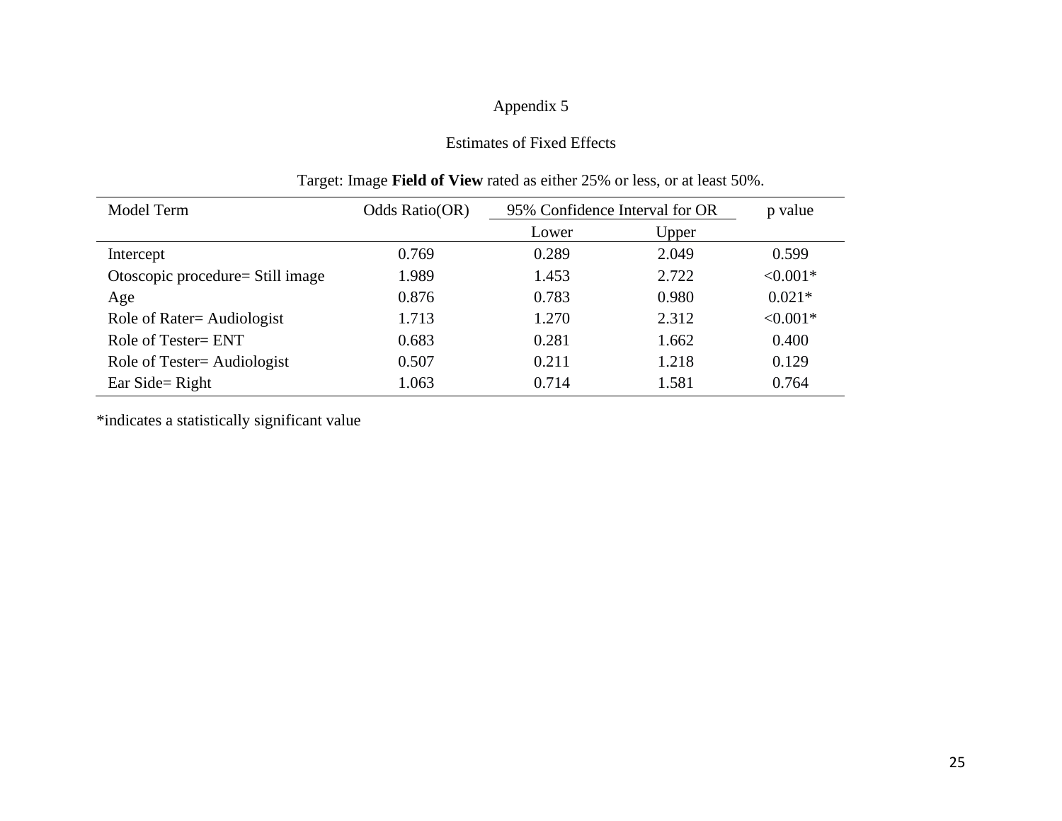Appendix 5

Estimates of Fixed Effects

Target: Image **Field of View** rated as either 25% or less, or at least 50%.

| Model Term | Odds Ratio(OR) | 95% Confidence Interval for OR | | p value |
|---|---|---|---|---|
| | | Lower | Upper | |
| Intercept | 0.769 | 0.289 | 2.049 | 0.599 |
| Otoscopic procedure= Still image | 1.989 | 1.453 | 2.722 | <0.001* |
| Age | 0.876 | 0.783 | 0.980 | 0.021* |
| Role of Rater= Audiologist | 1.713 | 1.270 | 2.312 | <0.001* |
| Role of Tester= ENT | 0.683 | 0.281 | 1.662 | 0.400 |
| Role of Tester= Audiologist | 0.507 | 0.211 | 1.218 | 0.129 |
| Ear Side= Right | 1.063 | 0.714 | 1.581 | 0.764 |

*indicates a statistically significant value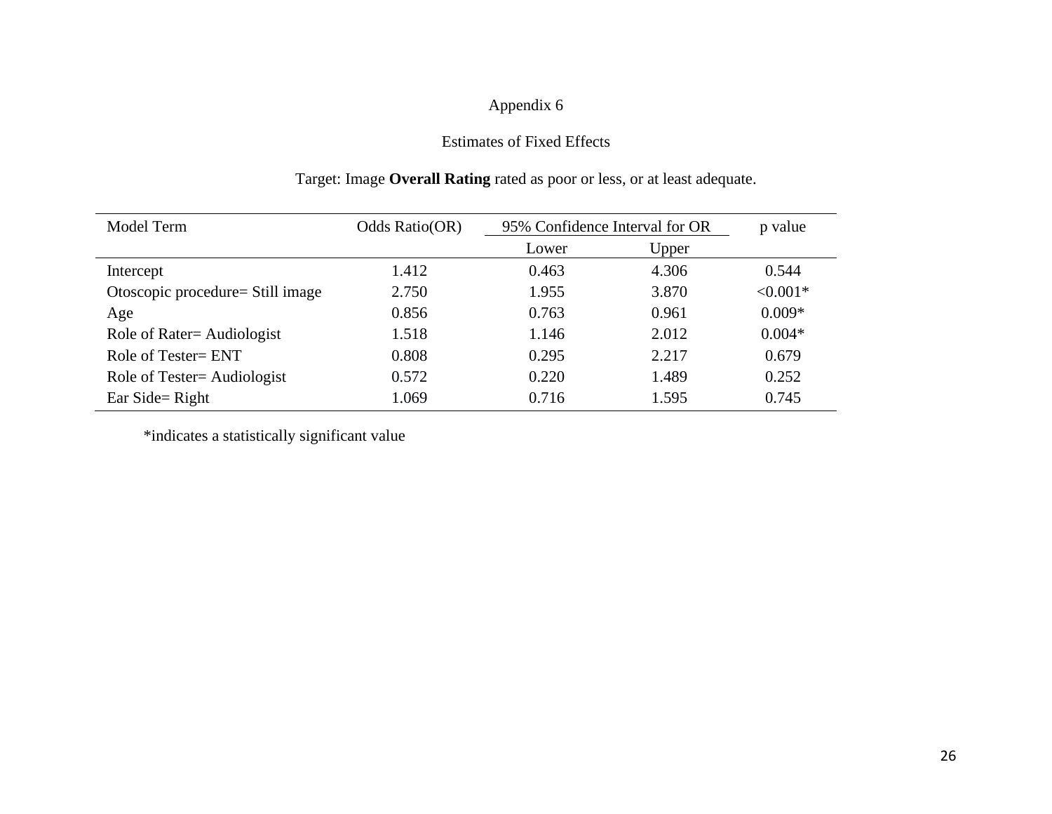Appendix 6

Estimates of Fixed Effects

Target: Image **Overall Rating** rated as poor or less, or at least adequate.

| Model Term | Odds Ratio(OR) | 95% Confidence Interval for OR | | p value |
|---|---|---|---|---|
| | | Lower | Upper | |
| Intercept | 1.412 | 0.463 | 4.306 | 0.544 |
| Otoscopic procedure= Still image | 2.750 | 1.955 | 3.870 | <0.001* |
| Age | 0.856 | 0.763 | 0.961 | 0.009* |
| Role of Rater= Audiologist | 1.518 | 1.146 | 2.012 | 0.004* |
| Role of Tester= ENT | 0.808 | 0.295 | 2.217 | 0.679 |
| Role of Tester= Audiologist | 0.572 | 0.220 | 1.489 | 0.252 |
| Ear Side= Right | 1.069 | 0.716 | 1.595 | 0.745 |

*indicates a statistically significant value